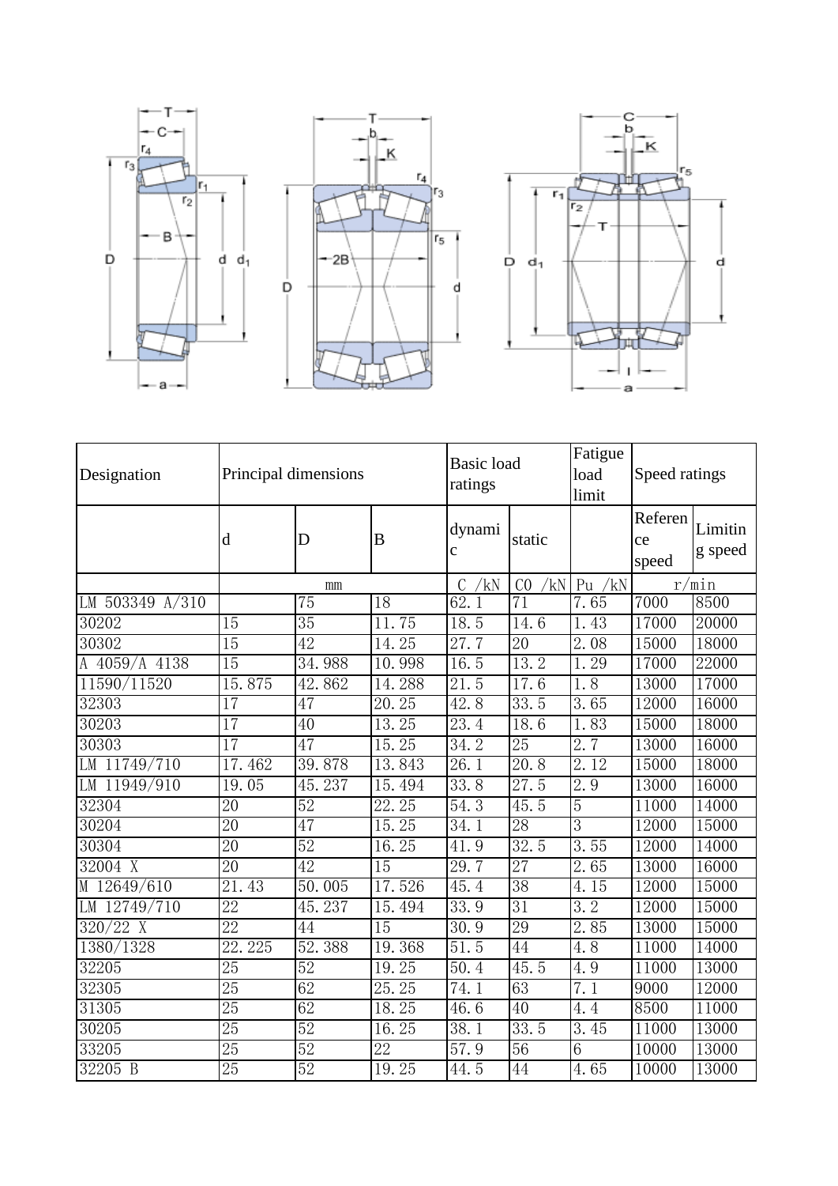| Designation | Principal dimensions | | | Basic load ratings | | Fatigue load limit | Speed ratings | |
|---|---|---|---|---|---|---|---|---|
| | d | D | B | dynamic | static | | Reference speed | Limiting speed |
| | mm | | | C /kN | C0 /kN | Pu /kN | r/min | |
| LM 503349 A/310 | | 75 | 18 | 62.1 | 71 | 7.65 | 7000 | 8500 |
| 30202 | 15 | 35 | 11.75 | 18.5 | 14.6 | 1.43 | 17000 | 20000 |
| 30302 | 15 | 42 | 14.25 | 27.7 | 20 | 2.08 | 15000 | 18000 |
| A 4059/A 4138 | 15 | 34.988 | 10.998 | 16.5 | 13.2 | 1.29 | 17000 | 22000 |
| 11590/11520 | 15.875 | 42.862 | 14.288 | 21.5 | 17.6 | 1.8 | 13000 | 17000 |
| 32303 | 17 | 47 | 20.25 | 42.8 | 33.5 | 3.65 | 12000 | 16000 |
| 30203 | 17 | 40 | 13.25 | 23.4 | 18.6 | 1.83 | 15000 | 18000 |
| 30303 | 17 | 47 | 15.25 | 34.2 | 25 | 2.7 | 13000 | 16000 |
| LM 11749/710 | 17.462 | 39.878 | 13.843 | 26.1 | 20.8 | 2.12 | 15000 | 18000 |
| LM 11949/910 | 19.05 | 45.237 | 15.494 | 33.8 | 27.5 | 2.9 | 13000 | 16000 |
| 32304 | 20 | 52 | 22.25 | 54.3 | 45.5 | 5 | 11000 | 14000 |
| 30204 | 20 | 47 | 15.25 | 34.1 | 28 | 3 | 12000 | 15000 |
| 30304 | 20 | 52 | 16.25 | 41.9 | 32.5 | 3.55 | 12000 | 14000 |
| 32004 X | 20 | 42 | 15 | 29.7 | 27 | 2.65 | 13000 | 16000 |
| M 12649/610 | 21.43 | 50.005 | 17.526 | 45.4 | 38 | 4.15 | 12000 | 15000 |
| LM 12749/710 | 22 | 45.237 | 15.494 | 33.9 | 31 | 3.2 | 12000 | 15000 |
| 320/22 X | 22 | 44 | 15 | 30.9 | 29 | 2.85 | 13000 | 15000 |
| 1380/1328 | 22.225 | 52.388 | 19.368 | 51.5 | 44 | 4.8 | 11000 | 14000 |
| 32205 | 25 | 52 | 19.25 | 50.4 | 45.5 | 4.9 | 11000 | 13000 |
| 32305 | 25 | 62 | 25.25 | 74.1 | 63 | 7.1 | 9000 | 12000 |
| 31305 | 25 | 62 | 18.25 | 46.6 | 40 | 4.4 | 8500 | 11000 |
| 30205 | 25 | 52 | 16.25 | 38.1 | 33.5 | 3.45 | 11000 | 13000 |
| 33205 | 25 | 52 | 22 | 57.9 | 56 | 6 | 10000 | 13000 |
| 32205 B | 25 | 52 | 19.25 | 44.5 | 44 | 4.65 | 10000 | 13000 |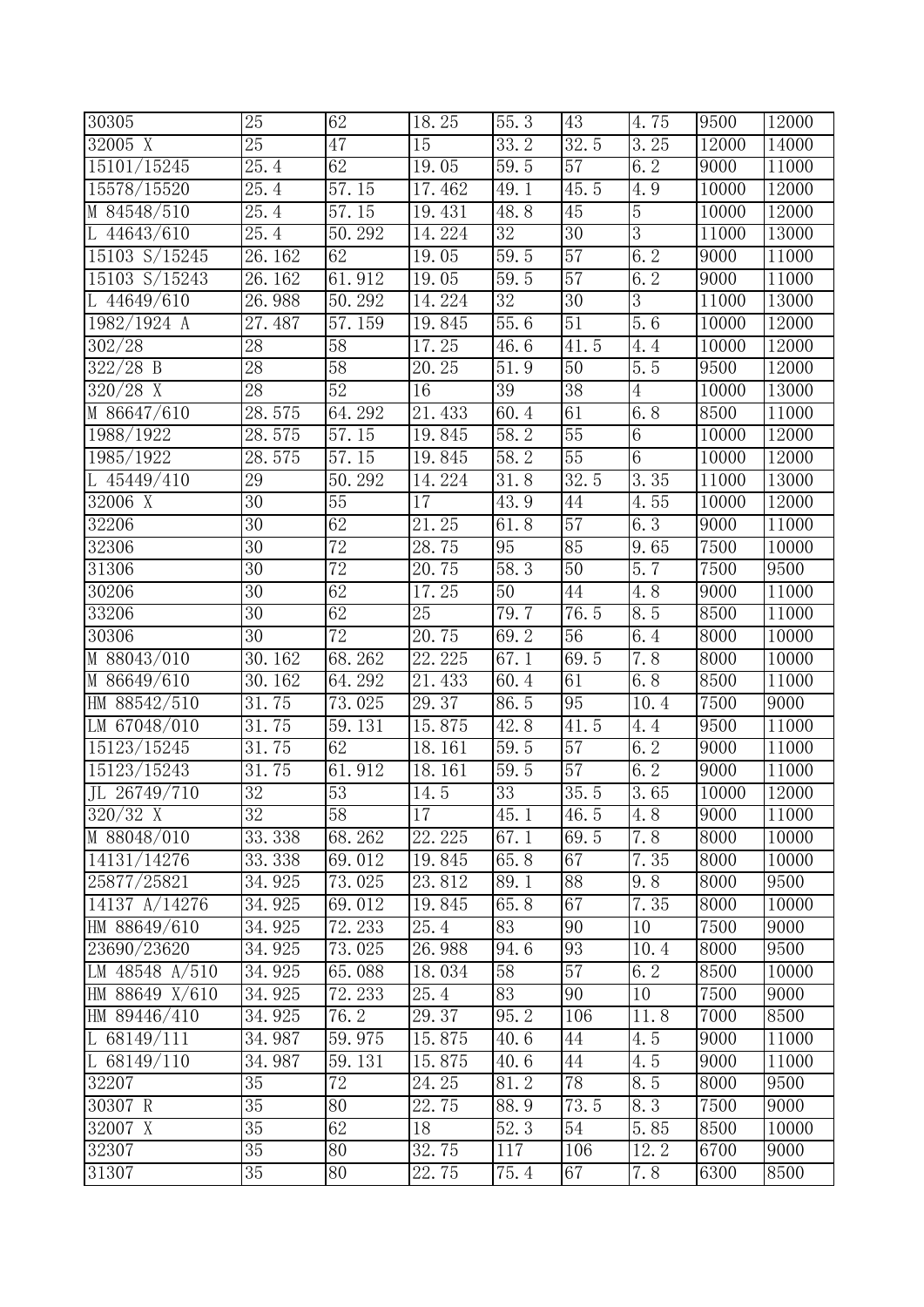| 30305 | 25 | 62 | 18.25 | 55.3 | 43 | 4.75 | 9500 | 12000 |
|---|---|---|---|---|---|---|---|---|
| 32005 X | 25 | 47 | 15 | 33.2 | 32.5 | 3.25 | 12000 | 14000 |
| 15101/15245 | 25.4 | 62 | 19.05 | 59.5 | 57 | 6.2 | 9000 | 11000 |
| 15578/15520 | 25.4 | 57.15 | 17.462 | 49.1 | 45.5 | 4.9 | 10000 | 12000 |
| M 84548/510 | 25.4 | 57.15 | 19.431 | 48.8 | 45 | 5 | 10000 | 12000 |
| L 44643/610 | 25.4 | 50.292 | 14.224 | 32 | 30 | 3 | 11000 | 13000 |
| 15103 S/15245 | 26.162 | 62 | 19.05 | 59.5 | 57 | 6.2 | 9000 | 11000 |
| 15103 S/15243 | 26.162 | 61.912 | 19.05 | 59.5 | 57 | 6.2 | 9000 | 11000 |
| L 44649/610 | 26.988 | 50.292 | 14.224 | 32 | 30 | 3 | 11000 | 13000 |
| 1982/1924 A | 27.487 | 57.159 | 19.845 | 55.6 | 51 | 5.6 | 10000 | 12000 |
| 302/28 | 28 | 58 | 17.25 | 46.6 | 41.5 | 4.4 | 10000 | 12000 |
| 322/28 B | 28 | 58 | 20.25 | 51.9 | 50 | 5.5 | 9500 | 12000 |
| 320/28 X | 28 | 52 | 16 | 39 | 38 | 4 | 10000 | 13000 |
| M 86647/610 | 28.575 | 64.292 | 21.433 | 60.4 | 61 | 6.8 | 8500 | 11000 |
| 1988/1922 | 28.575 | 57.15 | 19.845 | 58.2 | 55 | 6 | 10000 | 12000 |
| 1985/1922 | 28.575 | 57.15 | 19.845 | 58.2 | 55 | 6 | 10000 | 12000 |
| L 45449/410 | 29 | 50.292 | 14.224 | 31.8 | 32.5 | 3.35 | 11000 | 13000 |
| 32006 X | 30 | 55 | 17 | 43.9 | 44 | 4.55 | 10000 | 12000 |
| 32206 | 30 | 62 | 21.25 | 61.8 | 57 | 6.3 | 9000 | 11000 |
| 32306 | 30 | 72 | 28.75 | 95 | 85 | 9.65 | 7500 | 10000 |
| 31306 | 30 | 72 | 20.75 | 58.3 | 50 | 5.7 | 7500 | 9500 |
| 30206 | 30 | 62 | 17.25 | 50 | 44 | 4.8 | 9000 | 11000 |
| 33206 | 30 | 62 | 25 | 79.7 | 76.5 | 8.5 | 8500 | 11000 |
| 30306 | 30 | 72 | 20.75 | 69.2 | 56 | 6.4 | 8000 | 10000 |
| M 88043/010 | 30.162 | 68.262 | 22.225 | 67.1 | 69.5 | 7.8 | 8000 | 10000 |
| M 86649/610 | 30.162 | 64.292 | 21.433 | 60.4 | 61 | 6.8 | 8500 | 11000 |
| HM 88542/510 | 31.75 | 73.025 | 29.37 | 86.5 | 95 | 10.4 | 7500 | 9000 |
| LM 67048/010 | 31.75 | 59.131 | 15.875 | 42.8 | 41.5 | 4.4 | 9500 | 11000 |
| 15123/15245 | 31.75 | 62 | 18.161 | 59.5 | 57 | 6.2 | 9000 | 11000 |
| 15123/15243 | 31.75 | 61.912 | 18.161 | 59.5 | 57 | 6.2 | 9000 | 11000 |
| JL 26749/710 | 32 | 53 | 14.5 | 33 | 35.5 | 3.65 | 10000 | 12000 |
| 320/32 X | 32 | 58 | 17 | 45.1 | 46.5 | 4.8 | 9000 | 11000 |
| M 88048/010 | 33.338 | 68.262 | 22.225 | 67.1 | 69.5 | 7.8 | 8000 | 10000 |
| 14131/14276 | 33.338 | 69.012 | 19.845 | 65.8 | 67 | 7.35 | 8000 | 10000 |
| 25877/25821 | 34.925 | 73.025 | 23.812 | 89.1 | 88 | 9.8 | 8000 | 9500 |
| 14137 A/14276 | 34.925 | 69.012 | 19.845 | 65.8 | 67 | 7.35 | 8000 | 10000 |
| HM 88649/610 | 34.925 | 72.233 | 25.4 | 83 | 90 | 10 | 7500 | 9000 |
| 23690/23620 | 34.925 | 73.025 | 26.988 | 94.6 | 93 | 10.4 | 8000 | 9500 |
| LM 48548 A/510 | 34.925 | 65.088 | 18.034 | 58 | 57 | 6.2 | 8500 | 10000 |
| HM 88649 X/610 | 34.925 | 72.233 | 25.4 | 83 | 90 | 10 | 7500 | 9000 |
| HM 89446/410 | 34.925 | 76.2 | 29.37 | 95.2 | 106 | 11.8 | 7000 | 8500 |
| L 68149/111 | 34.987 | 59.975 | 15.875 | 40.6 | 44 | 4.5 | 9000 | 11000 |
| L 68149/110 | 34.987 | 59.131 | 15.875 | 40.6 | 44 | 4.5 | 9000 | 11000 |
| 32207 | 35 | 72 | 24.25 | 81.2 | 78 | 8.5 | 8000 | 9500 |
| 30307 R | 35 | 80 | 22.75 | 88.9 | 73.5 | 8.3 | 7500 | 9000 |
| 32007 X | 35 | 62 | 18 | 52.3 | 54 | 5.85 | 8500 | 10000 |
| 32307 | 35 | 80 | 32.75 | 117 | 106 | 12.2 | 6700 | 9000 |
| 31307 | 35 | 80 | 22.75 | 75.4 | 67 | 7.8 | 6300 | 8500 |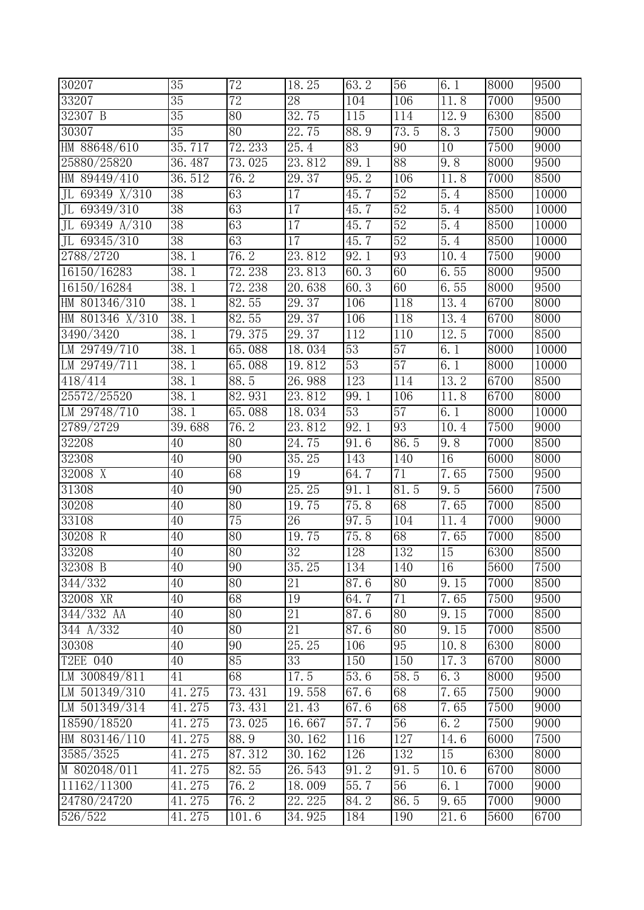| 30207 | 35 | 72 | 18.25 | 63.2 | 56 | 6.1 | 8000 | 9500 |
|---|---|---|---|---|---|---|---|---|
| 33207 | 35 | 72 | 28 | 104 | 106 | 11.8 | 7000 | 9500 |
| 32307 B | 35 | 80 | 32.75 | 115 | 114 | 12.9 | 6300 | 8500 |
| 30307 | 35 | 80 | 22.75 | 88.9 | 73.5 | 8.3 | 7500 | 9000 |
| HM 88648/610 | 35.717 | 72.233 | 25.4 | 83 | 90 | 10 | 7500 | 9000 |
| 25880/25820 | 36.487 | 73.025 | 23.812 | 89.1 | 88 | 9.8 | 8000 | 9500 |
| HM 89449/410 | 36.512 | 76.2 | 29.37 | 95.2 | 106 | 11.8 | 7000 | 8500 |
| JL 69349 X/310 | 38 | 63 | 17 | 45.7 | 52 | 5.4 | 8500 | 10000 |
| JL 69349/310 | 38 | 63 | 17 | 45.7 | 52 | 5.4 | 8500 | 10000 |
| JL 69349 A/310 | 38 | 63 | 17 | 45.7 | 52 | 5.4 | 8500 | 10000 |
| JL 69345/310 | 38 | 63 | 17 | 45.7 | 52 | 5.4 | 8500 | 10000 |
| 2788/2720 | 38.1 | 76.2 | 23.812 | 92.1 | 93 | 10.4 | 7500 | 9000 |
| 16150/16283 | 38.1 | 72.238 | 23.813 | 60.3 | 60 | 6.55 | 8000 | 9500 |
| 16150/16284 | 38.1 | 72.238 | 20.638 | 60.3 | 60 | 6.55 | 8000 | 9500 |
| HM 801346/310 | 38.1 | 82.55 | 29.37 | 106 | 118 | 13.4 | 6700 | 8000 |
| HM 801346 X/310 | 38.1 | 82.55 | 29.37 | 106 | 118 | 13.4 | 6700 | 8000 |
| 3490/3420 | 38.1 | 79.375 | 29.37 | 112 | 110 | 12.5 | 7000 | 8500 |
| LM 29749/710 | 38.1 | 65.088 | 18.034 | 53 | 57 | 6.1 | 8000 | 10000 |
| LM 29749/711 | 38.1 | 65.088 | 19.812 | 53 | 57 | 6.1 | 8000 | 10000 |
| 418/414 | 38.1 | 88.5 | 26.988 | 123 | 114 | 13.2 | 6700 | 8500 |
| 25572/25520 | 38.1 | 82.931 | 23.812 | 99.1 | 106 | 11.8 | 6700 | 8000 |
| LM 29748/710 | 38.1 | 65.088 | 18.034 | 53 | 57 | 6.1 | 8000 | 10000 |
| 2789/2729 | 39.688 | 76.2 | 23.812 | 92.1 | 93 | 10.4 | 7500 | 9000 |
| 32208 | 40 | 80 | 24.75 | 91.6 | 86.5 | 9.8 | 7000 | 8500 |
| 32308 | 40 | 90 | 35.25 | 143 | 140 | 16 | 6000 | 8000 |
| 32008 X | 40 | 68 | 19 | 64.7 | 71 | 7.65 | 7500 | 9500 |
| 31308 | 40 | 90 | 25.25 | 91.1 | 81.5 | 9.5 | 5600 | 7500 |
| 30208 | 40 | 80 | 19.75 | 75.8 | 68 | 7.65 | 7000 | 8500 |
| 33108 | 40 | 75 | 26 | 97.5 | 104 | 11.4 | 7000 | 9000 |
| 30208 R | 40 | 80 | 19.75 | 75.8 | 68 | 7.65 | 7000 | 8500 |
| 33208 | 40 | 80 | 32 | 128 | 132 | 15 | 6300 | 8500 |
| 32308 B | 40 | 90 | 35.25 | 134 | 140 | 16 | 5600 | 7500 |
| 344/332 | 40 | 80 | 21 | 87.6 | 80 | 9.15 | 7000 | 8500 |
| 32008 XR | 40 | 68 | 19 | 64.7 | 71 | 7.65 | 7500 | 9500 |
| 344/332 AA | 40 | 80 | 21 | 87.6 | 80 | 9.15 | 7000 | 8500 |
| 344 A/332 | 40 | 80 | 21 | 87.6 | 80 | 9.15 | 7000 | 8500 |
| 30308 | 40 | 90 | 25.25 | 106 | 95 | 10.8 | 6300 | 8000 |
| T2EE 040 | 40 | 85 | 33 | 150 | 150 | 17.3 | 6700 | 8000 |
| LM 300849/811 | 41 | 68 | 17.5 | 53.6 | 58.5 | 6.3 | 8000 | 9500 |
| LM 501349/310 | 41.275 | 73.431 | 19.558 | 67.6 | 68 | 7.65 | 7500 | 9000 |
| LM 501349/314 | 41.275 | 73.431 | 21.43 | 67.6 | 68 | 7.65 | 7500 | 9000 |
| 18590/18520 | 41.275 | 73.025 | 16.667 | 57.7 | 56 | 6.2 | 7500 | 9000 |
| HM 803146/110 | 41.275 | 88.9 | 30.162 | 116 | 127 | 14.6 | 6000 | 7500 |
| 3585/3525 | 41.275 | 87.312 | 30.162 | 126 | 132 | 15 | 6300 | 8000 |
| M 802048/011 | 41.275 | 82.55 | 26.543 | 91.2 | 91.5 | 10.6 | 6700 | 8000 |
| 11162/11300 | 41.275 | 76.2 | 18.009 | 55.7 | 56 | 6.1 | 7000 | 9000 |
| 24780/24720 | 41.275 | 76.2 | 22.225 | 84.2 | 86.5 | 9.65 | 7000 | 9000 |
| 526/522 | 41.275 | 101.6 | 34.925 | 184 | 190 | 21.6 | 5600 | 6700 |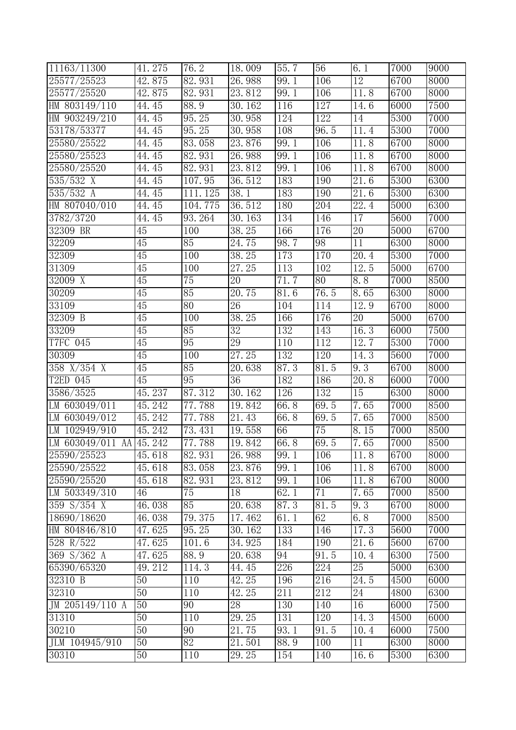| | | | | | | | | |
|---|---|---|---|---|---|---|---|---|
| 11163/11300 | 41.275 | 76.2 | 18.009 | 55.7 | 56 | 6.1 | 7000 | 9000 |
| 25577/25523 | 42.875 | 82.931 | 26.988 | 99.1 | 106 | 12 | 6700 | 8000 |
| 25577/25520 | 42.875 | 82.931 | 23.812 | 99.1 | 106 | 11.8 | 6700 | 8000 |
| HM 803149/110 | 44.45 | 88.9 | 30.162 | 116 | 127 | 14.6 | 6000 | 7500 |
| HM 903249/210 | 44.45 | 95.25 | 30.958 | 124 | 122 | 14 | 5300 | 7000 |
| 53178/53377 | 44.45 | 95.25 | 30.958 | 108 | 96.5 | 11.4 | 5300 | 7000 |
| 25580/25522 | 44.45 | 83.058 | 23.876 | 99.1 | 106 | 11.8 | 6700 | 8000 |
| 25580/25523 | 44.45 | 82.931 | 26.988 | 99.1 | 106 | 11.8 | 6700 | 8000 |
| 25580/25520 | 44.45 | 82.931 | 23.812 | 99.1 | 106 | 11.8 | 6700 | 8000 |
| 535/532 X | 44.45 | 107.95 | 36.512 | 183 | 190 | 21.6 | 5300 | 6300 |
| 535/532 A | 44.45 | 111.125 | 38.1 | 183 | 190 | 21.6 | 5300 | 6300 |
| HM 807040/010 | 44.45 | 104.775 | 36.512 | 180 | 204 | 22.4 | 5000 | 6300 |
| 3782/3720 | 44.45 | 93.264 | 30.163 | 134 | 146 | 17 | 5600 | 7000 |
| 32309 BR | 45 | 100 | 38.25 | 166 | 176 | 20 | 5000 | 6700 |
| 32209 | 45 | 85 | 24.75 | 98.7 | 98 | 11 | 6300 | 8000 |
| 32309 | 45 | 100 | 38.25 | 173 | 170 | 20.4 | 5300 | 7000 |
| 31309 | 45 | 100 | 27.25 | 113 | 102 | 12.5 | 5000 | 6700 |
| 32009 X | 45 | 75 | 20 | 71.7 | 80 | 8.8 | 7000 | 8500 |
| 30209 | 45 | 85 | 20.75 | 81.6 | 76.5 | 8.65 | 6300 | 8000 |
| 33109 | 45 | 80 | 26 | 104 | 114 | 12.9 | 6700 | 8000 |
| 32309 B | 45 | 100 | 38.25 | 166 | 176 | 20 | 5000 | 6700 |
| 33209 | 45 | 85 | 32 | 132 | 143 | 16.3 | 6000 | 7500 |
| T7FC 045 | 45 | 95 | 29 | 110 | 112 | 12.7 | 5300 | 7000 |
| 30309 | 45 | 100 | 27.25 | 132 | 120 | 14.3 | 5600 | 7000 |
| 358 X/354 X | 45 | 85 | 20.638 | 87.3 | 81.5 | 9.3 | 6700 | 8000 |
| T2ED 045 | 45 | 95 | 36 | 182 | 186 | 20.8 | 6000 | 7000 |
| 3586/3525 | 45.237 | 87.312 | 30.162 | 126 | 132 | 15 | 6300 | 8000 |
| LM 603049/011 | 45.242 | 77.788 | 19.842 | 66.8 | 69.5 | 7.65 | 7000 | 8500 |
| LM 603049/012 | 45.242 | 77.788 | 21.43 | 66.8 | 69.5 | 7.65 | 7000 | 8500 |
| LM 102949/910 | 45.242 | 73.431 | 19.558 | 66 | 75 | 8.15 | 7000 | 8500 |
| LM 603049/011 AA | 45.242 | 77.788 | 19.842 | 66.8 | 69.5 | 7.65 | 7000 | 8500 |
| 25590/25523 | 45.618 | 82.931 | 26.988 | 99.1 | 106 | 11.8 | 6700 | 8000 |
| 25590/25522 | 45.618 | 83.058 | 23.876 | 99.1 | 106 | 11.8 | 6700 | 8000 |
| 25590/25520 | 45.618 | 82.931 | 23.812 | 99.1 | 106 | 11.8 | 6700 | 8000 |
| LM 503349/310 | 46 | 75 | 18 | 62.1 | 71 | 7.65 | 7000 | 8500 |
| 359 S/354 X | 46.038 | 85 | 20.638 | 87.3 | 81.5 | 9.3 | 6700 | 8000 |
| 18690/18620 | 46.038 | 79.375 | 17.462 | 61.1 | 62 | 6.8 | 7000 | 8500 |
| HM 804846/810 | 47.625 | 95.25 | 30.162 | 133 | 146 | 17.3 | 5600 | 7000 |
| 528 R/522 | 47.625 | 101.6 | 34.925 | 184 | 190 | 21.6 | 5600 | 6700 |
| 369 S/362 A | 47.625 | 88.9 | 20.638 | 94 | 91.5 | 10.4 | 6300 | 7500 |
| 65390/65320 | 49.212 | 114.3 | 44.45 | 226 | 224 | 25 | 5000 | 6300 |
| 32310 B | 50 | 110 | 42.25 | 196 | 216 | 24.5 | 4500 | 6000 |
| 32310 | 50 | 110 | 42.25 | 211 | 212 | 24 | 4800 | 6300 |
| JM 205149/110 A | 50 | 90 | 28 | 130 | 140 | 16 | 6000 | 7500 |
| 31310 | 50 | 110 | 29.25 | 131 | 120 | 14.3 | 4500 | 6000 |
| 30210 | 50 | 90 | 21.75 | 93.1 | 91.5 | 10.4 | 6000 | 7500 |
| JLM 104945/910 | 50 | 82 | 21.501 | 88.9 | 100 | 11 | 6300 | 8000 |
| 30310 | 50 | 110 | 29.25 | 154 | 140 | 16.6 | 5300 | 6300 |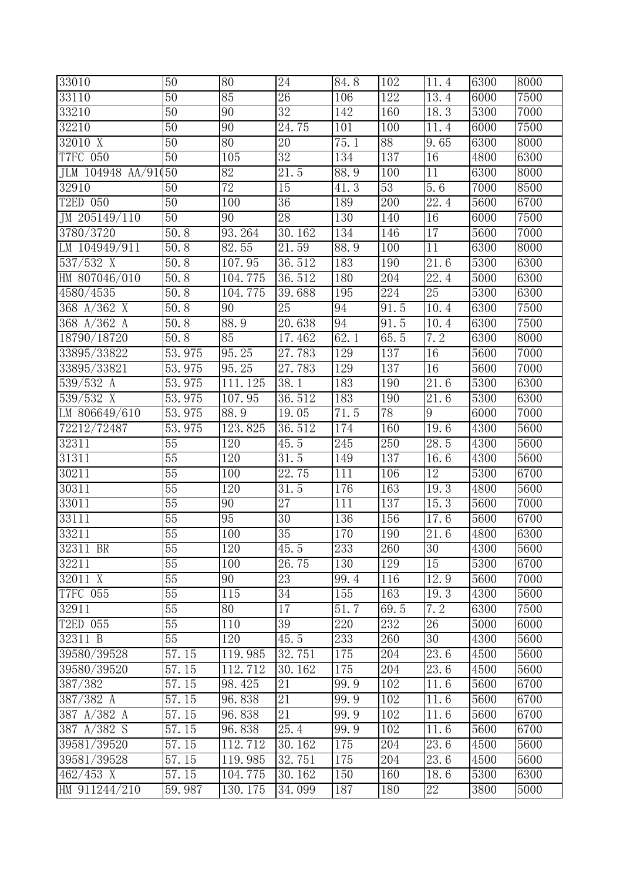| 33010 | 50 | 80 | 24 | 84.8 | 102 | 11.4 | 6300 | 8000 |
|---|---|---|---|---|---|---|---|---|
| 33110 | 50 | 85 | 26 | 106 | 122 | 13.4 | 6000 | 7500 |
| 33210 | 50 | 90 | 32 | 142 | 160 | 18.3 | 5300 | 7000 |
| 32210 | 50 | 90 | 24.75 | 101 | 100 | 11.4 | 6000 | 7500 |
| 32010 X | 50 | 80 | 20 | 75.1 | 88 | 9.65 | 6300 | 8000 |
| T7FC 050 | 50 | 105 | 32 | 134 | 137 | 16 | 4800 | 6300 |
| JLM 104948 AA/91( | 50 | 82 | 21.5 | 88.9 | 100 | 11 | 6300 | 8000 |
| 32910 | 50 | 72 | 15 | 41.3 | 53 | 5.6 | 7000 | 8500 |
| T2ED 050 | 50 | 100 | 36 | 189 | 200 | 22.4 | 5600 | 6700 |
| JM 205149/110 | 50 | 90 | 28 | 130 | 140 | 16 | 6000 | 7500 |
| 3780/3720 | 50.8 | 93.264 | 30.162 | 134 | 146 | 17 | 5600 | 7000 |
| LM 104949/911 | 50.8 | 82.55 | 21.59 | 88.9 | 100 | 11 | 6300 | 8000 |
| 537/532 X | 50.8 | 107.95 | 36.512 | 183 | 190 | 21.6 | 5300 | 6300 |
| HM 807046/010 | 50.8 | 104.775 | 36.512 | 180 | 204 | 22.4 | 5000 | 6300 |
| 4580/4535 | 50.8 | 104.775 | 39.688 | 195 | 224 | 25 | 5300 | 6300 |
| 368 A/362 X | 50.8 | 90 | 25 | 94 | 91.5 | 10.4 | 6300 | 7500 |
| 368 A/362 A | 50.8 | 88.9 | 20.638 | 94 | 91.5 | 10.4 | 6300 | 7500 |
| 18790/18720 | 50.8 | 85 | 17.462 | 62.1 | 65.5 | 7.2 | 6300 | 8000 |
| 33895/33822 | 53.975 | 95.25 | 27.783 | 129 | 137 | 16 | 5600 | 7000 |
| 33895/33821 | 53.975 | 95.25 | 27.783 | 129 | 137 | 16 | 5600 | 7000 |
| 539/532 A | 53.975 | 111.125 | 38.1 | 183 | 190 | 21.6 | 5300 | 6300 |
| 539/532 X | 53.975 | 107.95 | 36.512 | 183 | 190 | 21.6 | 5300 | 6300 |
| LM 806649/610 | 53.975 | 88.9 | 19.05 | 71.5 | 78 | 9 | 6000 | 7000 |
| 72212/72487 | 53.975 | 123.825 | 36.512 | 174 | 160 | 19.6 | 4300 | 5600 |
| 32311 | 55 | 120 | 45.5 | 245 | 250 | 28.5 | 4300 | 5600 |
| 31311 | 55 | 120 | 31.5 | 149 | 137 | 16.6 | 4300 | 5600 |
| 30211 | 55 | 100 | 22.75 | 111 | 106 | 12 | 5300 | 6700 |
| 30311 | 55 | 120 | 31.5 | 176 | 163 | 19.3 | 4800 | 5600 |
| 33011 | 55 | 90 | 27 | 111 | 137 | 15.3 | 5600 | 7000 |
| 33111 | 55 | 95 | 30 | 136 | 156 | 17.6 | 5600 | 6700 |
| 33211 | 55 | 100 | 35 | 170 | 190 | 21.6 | 4800 | 6300 |
| 32311 BR | 55 | 120 | 45.5 | 233 | 260 | 30 | 4300 | 5600 |
| 32211 | 55 | 100 | 26.75 | 130 | 129 | 15 | 5300 | 6700 |
| 32011 X | 55 | 90 | 23 | 99.4 | 116 | 12.9 | 5600 | 7000 |
| T7FC 055 | 55 | 115 | 34 | 155 | 163 | 19.3 | 4300 | 5600 |
| 32911 | 55 | 80 | 17 | 51.7 | 69.5 | 7.2 | 6300 | 7500 |
| T2ED 055 | 55 | 110 | 39 | 220 | 232 | 26 | 5000 | 6000 |
| 32311 B | 55 | 120 | 45.5 | 233 | 260 | 30 | 4300 | 5600 |
| 39580/39528 | 57.15 | 119.985 | 32.751 | 175 | 204 | 23.6 | 4500 | 5600 |
| 39580/39520 | 57.15 | 112.712 | 30.162 | 175 | 204 | 23.6 | 4500 | 5600 |
| 387/382 | 57.15 | 98.425 | 21 | 99.9 | 102 | 11.6 | 5600 | 6700 |
| 387/382 A | 57.15 | 96.838 | 21 | 99.9 | 102 | 11.6 | 5600 | 6700 |
| 387 A/382 A | 57.15 | 96.838 | 21 | 99.9 | 102 | 11.6 | 5600 | 6700 |
| 387 A/382 S | 57.15 | 96.838 | 25.4 | 99.9 | 102 | 11.6 | 5600 | 6700 |
| 39581/39520 | 57.15 | 112.712 | 30.162 | 175 | 204 | 23.6 | 4500 | 5600 |
| 39581/39528 | 57.15 | 119.985 | 32.751 | 175 | 204 | 23.6 | 4500 | 5600 |
| 462/453 X | 57.15 | 104.775 | 30.162 | 150 | 160 | 18.6 | 5300 | 6300 |
| HM 911244/210 | 59.987 | 130.175 | 34.099 | 187 | 180 | 22 | 3800 | 5000 |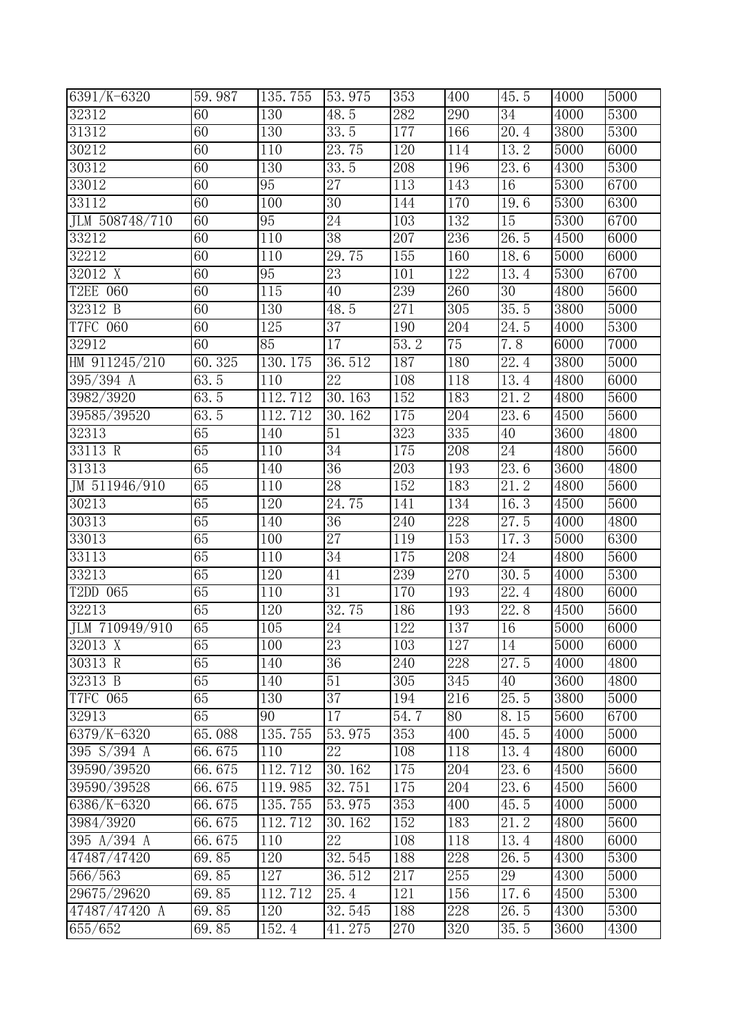| 6391/K-6320 | 59.987 | 135.755 | 53.975 | 353 | 400 | 45.5 | 4000 | 5000 |
|---|---|---|---|---|---|---|---|---|
| 32312 | 60 | 130 | 48.5 | 282 | 290 | 34 | 4000 | 5300 |
| 31312 | 60 | 130 | 33.5 | 177 | 166 | 20.4 | 3800 | 5300 |
| 30212 | 60 | 110 | 23.75 | 120 | 114 | 13.2 | 5000 | 6000 |
| 30312 | 60 | 130 | 33.5 | 208 | 196 | 23.6 | 4300 | 5300 |
| 33012 | 60 | 95 | 27 | 113 | 143 | 16 | 5300 | 6700 |
| 33112 | 60 | 100 | 30 | 144 | 170 | 19.6 | 5300 | 6300 |
| JLM 508748/710 | 60 | 95 | 24 | 103 | 132 | 15 | 5300 | 6700 |
| 33212 | 60 | 110 | 38 | 207 | 236 | 26.5 | 4500 | 6000 |
| 32212 | 60 | 110 | 29.75 | 155 | 160 | 18.6 | 5000 | 6000 |
| 32012 X | 60 | 95 | 23 | 101 | 122 | 13.4 | 5300 | 6700 |
| T2EE 060 | 60 | 115 | 40 | 239 | 260 | 30 | 4800 | 5600 |
| 32312 B | 60 | 130 | 48.5 | 271 | 305 | 35.5 | 3800 | 5000 |
| T7FC 060 | 60 | 125 | 37 | 190 | 204 | 24.5 | 4000 | 5300 |
| 32912 | 60 | 85 | 17 | 53.2 | 75 | 7.8 | 6000 | 7000 |
| HM 911245/210 | 60.325 | 130.175 | 36.512 | 187 | 180 | 22.4 | 3800 | 5000 |
| 395/394 A | 63.5 | 110 | 22 | 108 | 118 | 13.4 | 4800 | 6000 |
| 3982/3920 | 63.5 | 112.712 | 30.163 | 152 | 183 | 21.2 | 4800 | 5600 |
| 39585/39520 | 63.5 | 112.712 | 30.162 | 175 | 204 | 23.6 | 4500 | 5600 |
| 32313 | 65 | 140 | 51 | 323 | 335 | 40 | 3600 | 4800 |
| 33113 R | 65 | 110 | 34 | 175 | 208 | 24 | 4800 | 5600 |
| 31313 | 65 | 140 | 36 | 203 | 193 | 23.6 | 3600 | 4800 |
| JM 511946/910 | 65 | 110 | 28 | 152 | 183 | 21.2 | 4800 | 5600 |
| 30213 | 65 | 120 | 24.75 | 141 | 134 | 16.3 | 4500 | 5600 |
| 30313 | 65 | 140 | 36 | 240 | 228 | 27.5 | 4000 | 4800 |
| 33013 | 65 | 100 | 27 | 119 | 153 | 17.3 | 5000 | 6300 |
| 33113 | 65 | 110 | 34 | 175 | 208 | 24 | 4800 | 5600 |
| 33213 | 65 | 120 | 41 | 239 | 270 | 30.5 | 4000 | 5300 |
| T2DD 065 | 65 | 110 | 31 | 170 | 193 | 22.4 | 4800 | 6000 |
| 32213 | 65 | 120 | 32.75 | 186 | 193 | 22.8 | 4500 | 5600 |
| JLM 710949/910 | 65 | 105 | 24 | 122 | 137 | 16 | 5000 | 6000 |
| 32013 X | 65 | 100 | 23 | 103 | 127 | 14 | 5000 | 6000 |
| 30313 R | 65 | 140 | 36 | 240 | 228 | 27.5 | 4000 | 4800 |
| 32313 B | 65 | 140 | 51 | 305 | 345 | 40 | 3600 | 4800 |
| T7FC 065 | 65 | 130 | 37 | 194 | 216 | 25.5 | 3800 | 5000 |
| 32913 | 65 | 90 | 17 | 54.7 | 80 | 8.15 | 5600 | 6700 |
| 6379/K-6320 | 65.088 | 135.755 | 53.975 | 353 | 400 | 45.5 | 4000 | 5000 |
| 395 S/394 A | 66.675 | 110 | 22 | 108 | 118 | 13.4 | 4800 | 6000 |
| 39590/39520 | 66.675 | 112.712 | 30.162 | 175 | 204 | 23.6 | 4500 | 5600 |
| 39590/39528 | 66.675 | 119.985 | 32.751 | 175 | 204 | 23.6 | 4500 | 5600 |
| 6386/K-6320 | 66.675 | 135.755 | 53.975 | 353 | 400 | 45.5 | 4000 | 5000 |
| 3984/3920 | 66.675 | 112.712 | 30.162 | 152 | 183 | 21.2 | 4800 | 5600 |
| 395 A/394 A | 66.675 | 110 | 22 | 108 | 118 | 13.4 | 4800 | 6000 |
| 47487/47420 | 69.85 | 120 | 32.545 | 188 | 228 | 26.5 | 4300 | 5300 |
| 566/563 | 69.85 | 127 | 36.512 | 217 | 255 | 29 | 4300 | 5000 |
| 29675/29620 | 69.85 | 112.712 | 25.4 | 121 | 156 | 17.6 | 4500 | 5300 |
| 47487/47420 A | 69.85 | 120 | 32.545 | 188 | 228 | 26.5 | 4300 | 5300 |
| 655/652 | 69.85 | 152.4 | 41.275 | 270 | 320 | 35.5 | 3600 | 4300 |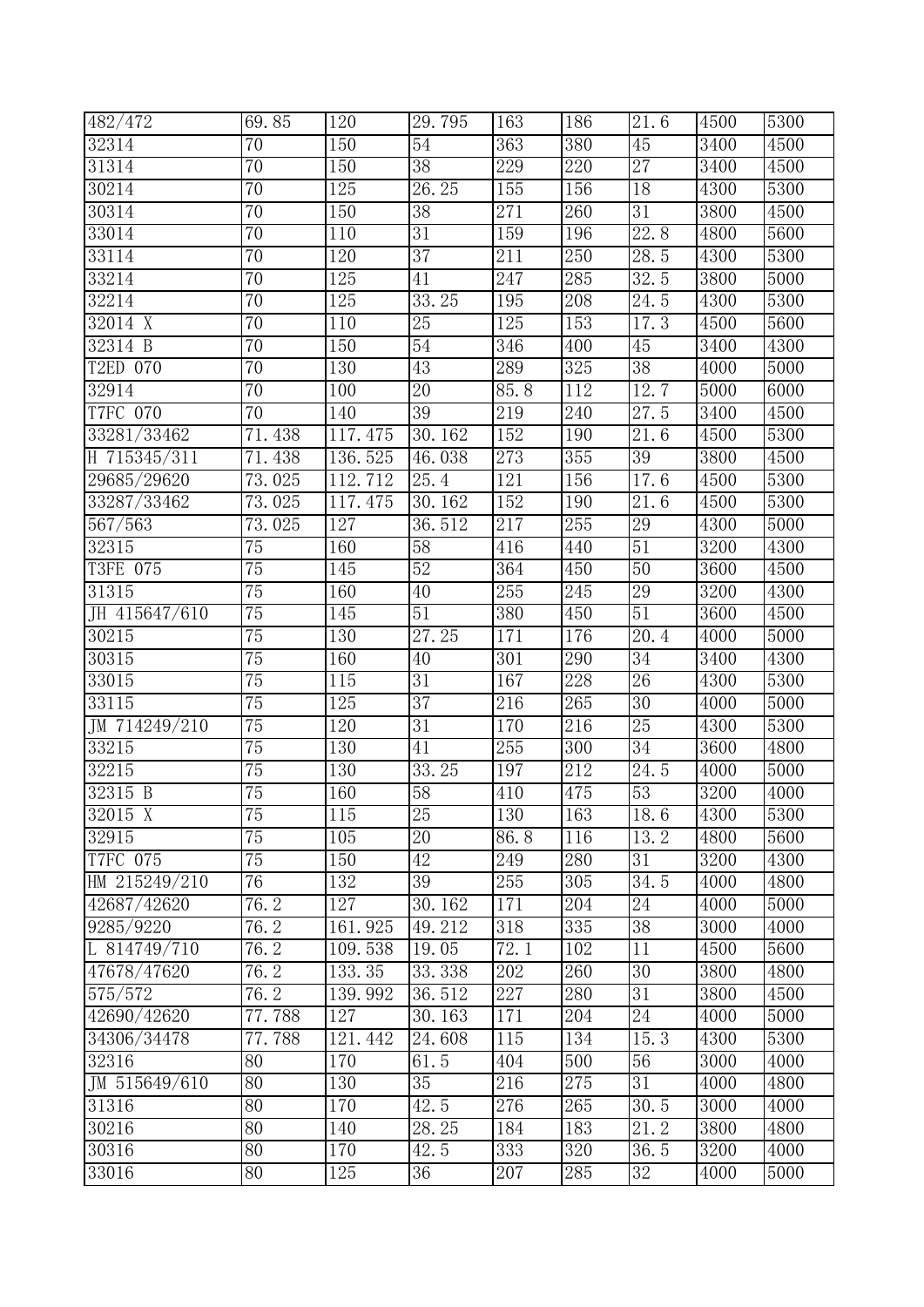| 482/472 | 69.85 | 120 | 29.795 | 163 | 186 | 21.6 | 4500 | 5300 |
|---|---|---|---|---|---|---|---|---|
| 32314 | 70 | 150 | 54 | 363 | 380 | 45 | 3400 | 4500 |
| 31314 | 70 | 150 | 38 | 229 | 220 | 27 | 3400 | 4500 |
| 30214 | 70 | 125 | 26.25 | 155 | 156 | 18 | 4300 | 5300 |
| 30314 | 70 | 150 | 38 | 271 | 260 | 31 | 3800 | 4500 |
| 33014 | 70 | 110 | 31 | 159 | 196 | 22.8 | 4800 | 5600 |
| 33114 | 70 | 120 | 37 | 211 | 250 | 28.5 | 4300 | 5300 |
| 33214 | 70 | 125 | 41 | 247 | 285 | 32.5 | 3800 | 5000 |
| 32214 | 70 | 125 | 33.25 | 195 | 208 | 24.5 | 4300 | 5300 |
| 32014 X | 70 | 110 | 25 | 125 | 153 | 17.3 | 4500 | 5600 |
| 32314 B | 70 | 150 | 54 | 346 | 400 | 45 | 3400 | 4300 |
| T2ED 070 | 70 | 130 | 43 | 289 | 325 | 38 | 4000 | 5000 |
| 32914 | 70 | 100 | 20 | 85.8 | 112 | 12.7 | 5000 | 6000 |
| T7FC 070 | 70 | 140 | 39 | 219 | 240 | 27.5 | 3400 | 4500 |
| 33281/33462 | 71.438 | 117.475 | 30.162 | 152 | 190 | 21.6 | 4500 | 5300 |
| H 715345/311 | 71.438 | 136.525 | 46.038 | 273 | 355 | 39 | 3800 | 4500 |
| 29685/29620 | 73.025 | 112.712 | 25.4 | 121 | 156 | 17.6 | 4500 | 5300 |
| 33287/33462 | 73.025 | 117.475 | 30.162 | 152 | 190 | 21.6 | 4500 | 5300 |
| 567/563 | 73.025 | 127 | 36.512 | 217 | 255 | 29 | 4300 | 5000 |
| 32315 | 75 | 160 | 58 | 416 | 440 | 51 | 3200 | 4300 |
| T3FE 075 | 75 | 145 | 52 | 364 | 450 | 50 | 3600 | 4500 |
| 31315 | 75 | 160 | 40 | 255 | 245 | 29 | 3200 | 4300 |
| JH 415647/610 | 75 | 145 | 51 | 380 | 450 | 51 | 3600 | 4500 |
| 30215 | 75 | 130 | 27.25 | 171 | 176 | 20.4 | 4000 | 5000 |
| 30315 | 75 | 160 | 40 | 301 | 290 | 34 | 3400 | 4300 |
| 33015 | 75 | 115 | 31 | 167 | 228 | 26 | 4300 | 5300 |
| 33115 | 75 | 125 | 37 | 216 | 265 | 30 | 4000 | 5000 |
| JM 714249/210 | 75 | 120 | 31 | 170 | 216 | 25 | 4300 | 5300 |
| 33215 | 75 | 130 | 41 | 255 | 300 | 34 | 3600 | 4800 |
| 32215 | 75 | 130 | 33.25 | 197 | 212 | 24.5 | 4000 | 5000 |
| 32315 B | 75 | 160 | 58 | 410 | 475 | 53 | 3200 | 4000 |
| 32015 X | 75 | 115 | 25 | 130 | 163 | 18.6 | 4300 | 5300 |
| 32915 | 75 | 105 | 20 | 86.8 | 116 | 13.2 | 4800 | 5600 |
| T7FC 075 | 75 | 150 | 42 | 249 | 280 | 31 | 3200 | 4300 |
| HM 215249/210 | 76 | 132 | 39 | 255 | 305 | 34.5 | 4000 | 4800 |
| 42687/42620 | 76.2 | 127 | 30.162 | 171 | 204 | 24 | 4000 | 5000 |
| 9285/9220 | 76.2 | 161.925 | 49.212 | 318 | 335 | 38 | 3000 | 4000 |
| L 814749/710 | 76.2 | 109.538 | 19.05 | 72.1 | 102 | 11 | 4500 | 5600 |
| 47678/47620 | 76.2 | 133.35 | 33.338 | 202 | 260 | 30 | 3800 | 4800 |
| 575/572 | 76.2 | 139.992 | 36.512 | 227 | 280 | 31 | 3800 | 4500 |
| 42690/42620 | 77.788 | 127 | 30.163 | 171 | 204 | 24 | 4000 | 5000 |
| 34306/34478 | 77.788 | 121.442 | 24.608 | 115 | 134 | 15.3 | 4300 | 5300 |
| 32316 | 80 | 170 | 61.5 | 404 | 500 | 56 | 3000 | 4000 |
| JM 515649/610 | 80 | 130 | 35 | 216 | 275 | 31 | 4000 | 4800 |
| 31316 | 80 | 170 | 42.5 | 276 | 265 | 30.5 | 3000 | 4000 |
| 30216 | 80 | 140 | 28.25 | 184 | 183 | 21.2 | 3800 | 4800 |
| 30316 | 80 | 170 | 42.5 | 333 | 320 | 36.5 | 3200 | 4000 |
| 33016 | 80 | 125 | 36 | 207 | 285 | 32 | 4000 | 5000 |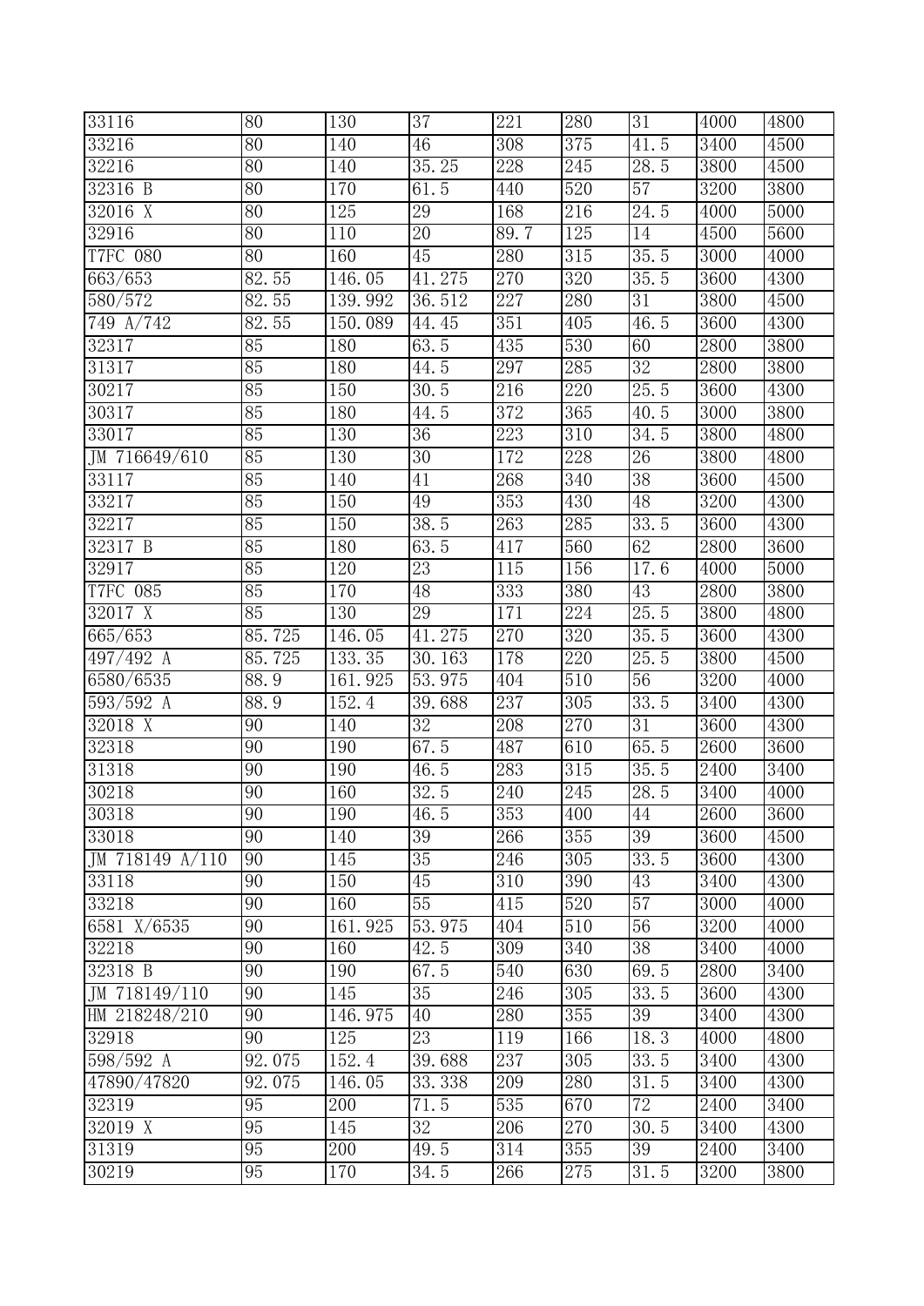| 33116 | 80 | 130 | 37 | 221 | 280 | 31 | 4000 | 4800 |
|---|---|---|---|---|---|---|---|---|
| 33216 | 80 | 140 | 46 | 308 | 375 | 41.5 | 3400 | 4500 |
| 32216 | 80 | 140 | 35.25 | 228 | 245 | 28.5 | 3800 | 4500 |
| 32316 B | 80 | 170 | 61.5 | 440 | 520 | 57 | 3200 | 3800 |
| 32016 X | 80 | 125 | 29 | 168 | 216 | 24.5 | 4000 | 5000 |
| 32916 | 80 | 110 | 20 | 89.7 | 125 | 14 | 4500 | 5600 |
| T7FC 080 | 80 | 160 | 45 | 280 | 315 | 35.5 | 3000 | 4000 |
| 663/653 | 82.55 | 146.05 | 41.275 | 270 | 320 | 35.5 | 3600 | 4300 |
| 580/572 | 82.55 | 139.992 | 36.512 | 227 | 280 | 31 | 3800 | 4500 |
| 749 A/742 | 82.55 | 150.089 | 44.45 | 351 | 405 | 46.5 | 3600 | 4300 |
| 32317 | 85 | 180 | 63.5 | 435 | 530 | 60 | 2800 | 3800 |
| 31317 | 85 | 180 | 44.5 | 297 | 285 | 32 | 2800 | 3800 |
| 30217 | 85 | 150 | 30.5 | 216 | 220 | 25.5 | 3600 | 4300 |
| 30317 | 85 | 180 | 44.5 | 372 | 365 | 40.5 | 3000 | 3800 |
| 33017 | 85 | 130 | 36 | 223 | 310 | 34.5 | 3800 | 4800 |
| JM 716649/610 | 85 | 130 | 30 | 172 | 228 | 26 | 3800 | 4800 |
| 33117 | 85 | 140 | 41 | 268 | 340 | 38 | 3600 | 4500 |
| 33217 | 85 | 150 | 49 | 353 | 430 | 48 | 3200 | 4300 |
| 32217 | 85 | 150 | 38.5 | 263 | 285 | 33.5 | 3600 | 4300 |
| 32317 B | 85 | 180 | 63.5 | 417 | 560 | 62 | 2800 | 3600 |
| 32917 | 85 | 120 | 23 | 115 | 156 | 17.6 | 4000 | 5000 |
| T7FC 085 | 85 | 170 | 48 | 333 | 380 | 43 | 2800 | 3800 |
| 32017 X | 85 | 130 | 29 | 171 | 224 | 25.5 | 3800 | 4800 |
| 665/653 | 85.725 | 146.05 | 41.275 | 270 | 320 | 35.5 | 3600 | 4300 |
| 497/492 A | 85.725 | 133.35 | 30.163 | 178 | 220 | 25.5 | 3800 | 4500 |
| 6580/6535 | 88.9 | 161.925 | 53.975 | 404 | 510 | 56 | 3200 | 4000 |
| 593/592 A | 88.9 | 152.4 | 39.688 | 237 | 305 | 33.5 | 3400 | 4300 |
| 32018 X | 90 | 140 | 32 | 208 | 270 | 31 | 3600 | 4300 |
| 32318 | 90 | 190 | 67.5 | 487 | 610 | 65.5 | 2600 | 3600 |
| 31318 | 90 | 190 | 46.5 | 283 | 315 | 35.5 | 2400 | 3400 |
| 30218 | 90 | 160 | 32.5 | 240 | 245 | 28.5 | 3400 | 4000 |
| 30318 | 90 | 190 | 46.5 | 353 | 400 | 44 | 2600 | 3600 |
| 33018 | 90 | 140 | 39 | 266 | 355 | 39 | 3600 | 4500 |
| JM 718149 A/110 | 90 | 145 | 35 | 246 | 305 | 33.5 | 3600 | 4300 |
| 33118 | 90 | 150 | 45 | 310 | 390 | 43 | 3400 | 4300 |
| 33218 | 90 | 160 | 55 | 415 | 520 | 57 | 3000 | 4000 |
| 6581 X/6535 | 90 | 161.925 | 53.975 | 404 | 510 | 56 | 3200 | 4000 |
| 32218 | 90 | 160 | 42.5 | 309 | 340 | 38 | 3400 | 4000 |
| 32318 B | 90 | 190 | 67.5 | 540 | 630 | 69.5 | 2800 | 3400 |
| JM 718149/110 | 90 | 145 | 35 | 246 | 305 | 33.5 | 3600 | 4300 |
| HM 218248/210 | 90 | 146.975 | 40 | 280 | 355 | 39 | 3400 | 4300 |
| 32918 | 90 | 125 | 23 | 119 | 166 | 18.3 | 4000 | 4800 |
| 598/592 A | 92.075 | 152.4 | 39.688 | 237 | 305 | 33.5 | 3400 | 4300 |
| 47890/47820 | 92.075 | 146.05 | 33.338 | 209 | 280 | 31.5 | 3400 | 4300 |
| 32319 | 95 | 200 | 71.5 | 535 | 670 | 72 | 2400 | 3400 |
| 32019 X | 95 | 145 | 32 | 206 | 270 | 30.5 | 3400 | 4300 |
| 31319 | 95 | 200 | 49.5 | 314 | 355 | 39 | 2400 | 3400 |
| 30219 | 95 | 170 | 34.5 | 266 | 275 | 31.5 | 3200 | 3800 |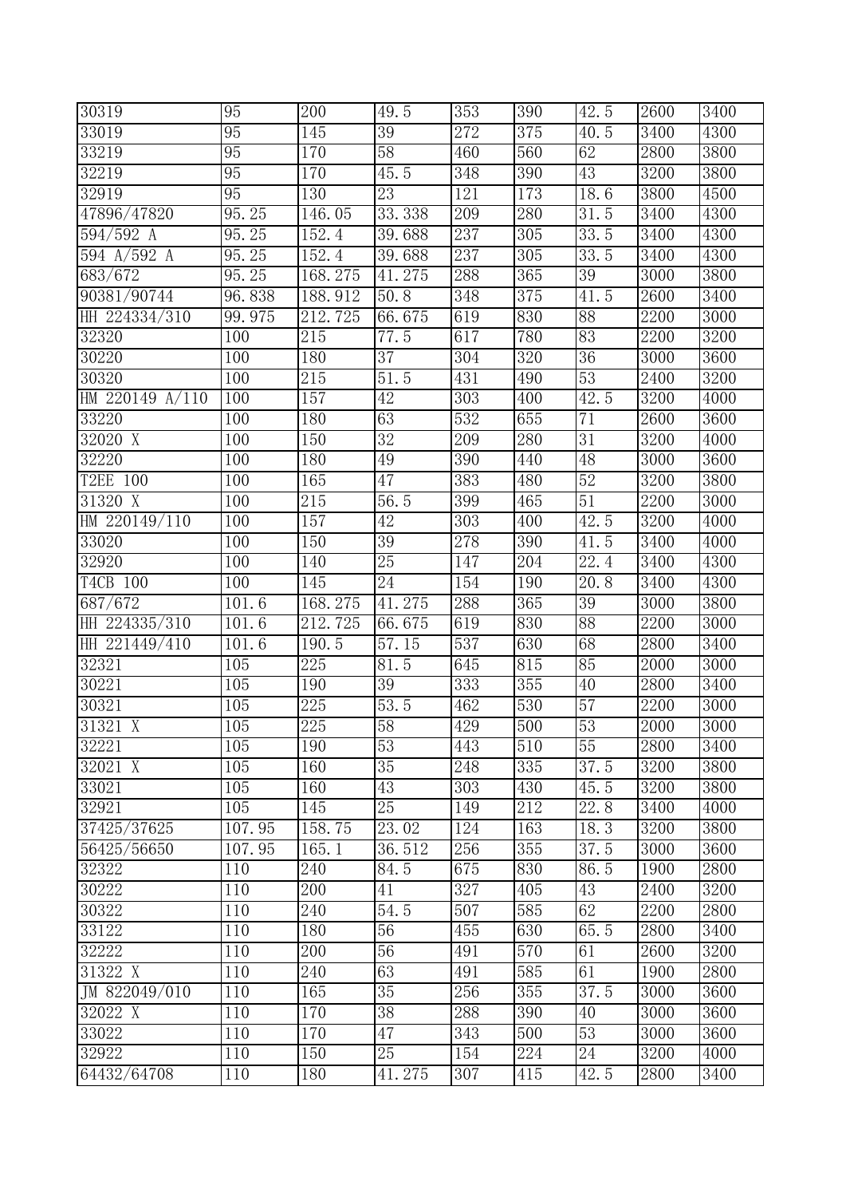| 30319 | 95 | 200 | 49.5 | 353 | 390 | 42.5 | 2600 | 3400 |
|---|---|---|---|---|---|---|---|---|
| 33019 | 95 | 145 | 39 | 272 | 375 | 40.5 | 3400 | 4300 |
| 33219 | 95 | 170 | 58 | 460 | 560 | 62 | 2800 | 3800 |
| 32219 | 95 | 170 | 45.5 | 348 | 390 | 43 | 3200 | 3800 |
| 32919 | 95 | 130 | 23 | 121 | 173 | 18.6 | 3800 | 4500 |
| 47896/47820 | 95.25 | 146.05 | 33.338 | 209 | 280 | 31.5 | 3400 | 4300 |
| 594/592 A | 95.25 | 152.4 | 39.688 | 237 | 305 | 33.5 | 3400 | 4300 |
| 594 A/592 A | 95.25 | 152.4 | 39.688 | 237 | 305 | 33.5 | 3400 | 4300 |
| 683/672 | 95.25 | 168.275 | 41.275 | 288 | 365 | 39 | 3000 | 3800 |
| 90381/90744 | 96.838 | 188.912 | 50.8 | 348 | 375 | 41.5 | 2600 | 3400 |
| HH 224334/310 | 99.975 | 212.725 | 66.675 | 619 | 830 | 88 | 2200 | 3000 |
| 32320 | 100 | 215 | 77.5 | 617 | 780 | 83 | 2200 | 3200 |
| 30220 | 100 | 180 | 37 | 304 | 320 | 36 | 3000 | 3600 |
| 30320 | 100 | 215 | 51.5 | 431 | 490 | 53 | 2400 | 3200 |
| HM 220149 A/110 | 100 | 157 | 42 | 303 | 400 | 42.5 | 3200 | 4000 |
| 33220 | 100 | 180 | 63 | 532 | 655 | 71 | 2600 | 3600 |
| 32020 X | 100 | 150 | 32 | 209 | 280 | 31 | 3200 | 4000 |
| 32220 | 100 | 180 | 49 | 390 | 440 | 48 | 3000 | 3600 |
| T2EE 100 | 100 | 165 | 47 | 383 | 480 | 52 | 3200 | 3800 |
| 31320 X | 100 | 215 | 56.5 | 399 | 465 | 51 | 2200 | 3000 |
| HM 220149/110 | 100 | 157 | 42 | 303 | 400 | 42.5 | 3200 | 4000 |
| 33020 | 100 | 150 | 39 | 278 | 390 | 41.5 | 3400 | 4000 |
| 32920 | 100 | 140 | 25 | 147 | 204 | 22.4 | 3400 | 4300 |
| T4CB 100 | 100 | 145 | 24 | 154 | 190 | 20.8 | 3400 | 4300 |
| 687/672 | 101.6 | 168.275 | 41.275 | 288 | 365 | 39 | 3000 | 3800 |
| HH 224335/310 | 101.6 | 212.725 | 66.675 | 619 | 830 | 88 | 2200 | 3000 |
| HH 221449/410 | 101.6 | 190.5 | 57.15 | 537 | 630 | 68 | 2800 | 3400 |
| 32321 | 105 | 225 | 81.5 | 645 | 815 | 85 | 2000 | 3000 |
| 30221 | 105 | 190 | 39 | 333 | 355 | 40 | 2800 | 3400 |
| 30321 | 105 | 225 | 53.5 | 462 | 530 | 57 | 2200 | 3000 |
| 31321 X | 105 | 225 | 58 | 429 | 500 | 53 | 2000 | 3000 |
| 32221 | 105 | 190 | 53 | 443 | 510 | 55 | 2800 | 3400 |
| 32021 X | 105 | 160 | 35 | 248 | 335 | 37.5 | 3200 | 3800 |
| 33021 | 105 | 160 | 43 | 303 | 430 | 45.5 | 3200 | 3800 |
| 32921 | 105 | 145 | 25 | 149 | 212 | 22.8 | 3400 | 4000 |
| 37425/37625 | 107.95 | 158.75 | 23.02 | 124 | 163 | 18.3 | 3200 | 3800 |
| 56425/56650 | 107.95 | 165.1 | 36.512 | 256 | 355 | 37.5 | 3000 | 3600 |
| 32322 | 110 | 240 | 84.5 | 675 | 830 | 86.5 | 1900 | 2800 |
| 30222 | 110 | 200 | 41 | 327 | 405 | 43 | 2400 | 3200 |
| 30322 | 110 | 240 | 54.5 | 507 | 585 | 62 | 2200 | 2800 |
| 33122 | 110 | 180 | 56 | 455 | 630 | 65.5 | 2800 | 3400 |
| 32222 | 110 | 200 | 56 | 491 | 570 | 61 | 2600 | 3200 |
| 31322 X | 110 | 240 | 63 | 491 | 585 | 61 | 1900 | 2800 |
| JM 822049/010 | 110 | 165 | 35 | 256 | 355 | 37.5 | 3000 | 3600 |
| 32022 X | 110 | 170 | 38 | 288 | 390 | 40 | 3000 | 3600 |
| 33022 | 110 | 170 | 47 | 343 | 500 | 53 | 3000 | 3600 |
| 32922 | 110 | 150 | 25 | 154 | 224 | 24 | 3200 | 4000 |
| 64432/64708 | 110 | 180 | 41.275 | 307 | 415 | 42.5 | 2800 | 3400 |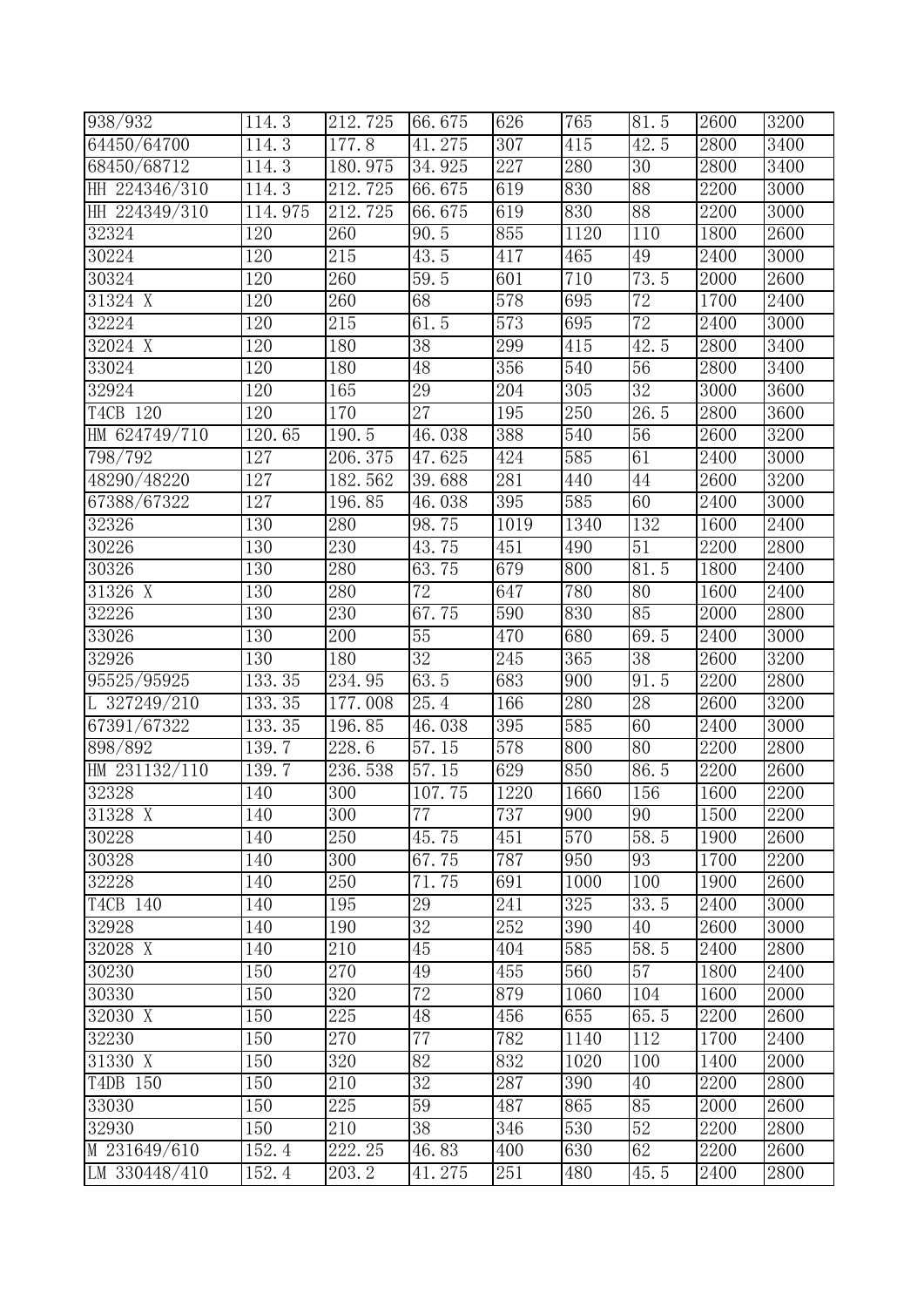| 938/932 | 114.3 | 212.725 | 66.675 | 626 | 765 | 81.5 | 2600 | 3200 |
|---|---|---|---|---|---|---|---|---|
| 64450/64700 | 114.3 | 177.8 | 41.275 | 307 | 415 | 42.5 | 2800 | 3400 |
| 68450/68712 | 114.3 | 180.975 | 34.925 | 227 | 280 | 30 | 2800 | 3400 |
| HH 224346/310 | 114.3 | 212.725 | 66.675 | 619 | 830 | 88 | 2200 | 3000 |
| HH 224349/310 | 114.975 | 212.725 | 66.675 | 619 | 830 | 88 | 2200 | 3000 |
| 32324 | 120 | 260 | 90.5 | 855 | 1120 | 110 | 1800 | 2600 |
| 30224 | 120 | 215 | 43.5 | 417 | 465 | 49 | 2400 | 3000 |
| 30324 | 120 | 260 | 59.5 | 601 | 710 | 73.5 | 2000 | 2600 |
| 31324 X | 120 | 260 | 68 | 578 | 695 | 72 | 1700 | 2400 |
| 32224 | 120 | 215 | 61.5 | 573 | 695 | 72 | 2400 | 3000 |
| 32024 X | 120 | 180 | 38 | 299 | 415 | 42.5 | 2800 | 3400 |
| 33024 | 120 | 180 | 48 | 356 | 540 | 56 | 2800 | 3400 |
| 32924 | 120 | 165 | 29 | 204 | 305 | 32 | 3000 | 3600 |
| T4CB 120 | 120 | 170 | 27 | 195 | 250 | 26.5 | 2800 | 3600 |
| HM 624749/710 | 120.65 | 190.5 | 46.038 | 388 | 540 | 56 | 2600 | 3200 |
| 798/792 | 127 | 206.375 | 47.625 | 424 | 585 | 61 | 2400 | 3000 |
| 48290/48220 | 127 | 182.562 | 39.688 | 281 | 440 | 44 | 2600 | 3200 |
| 67388/67322 | 127 | 196.85 | 46.038 | 395 | 585 | 60 | 2400 | 3000 |
| 32326 | 130 | 280 | 98.75 | 1019 | 1340 | 132 | 1600 | 2400 |
| 30226 | 130 | 230 | 43.75 | 451 | 490 | 51 | 2200 | 2800 |
| 30326 | 130 | 280 | 63.75 | 679 | 800 | 81.5 | 1800 | 2400 |
| 31326 X | 130 | 280 | 72 | 647 | 780 | 80 | 1600 | 2400 |
| 32226 | 130 | 230 | 67.75 | 590 | 830 | 85 | 2000 | 2800 |
| 33026 | 130 | 200 | 55 | 470 | 680 | 69.5 | 2400 | 3000 |
| 32926 | 130 | 180 | 32 | 245 | 365 | 38 | 2600 | 3200 |
| 95525/95925 | 133.35 | 234.95 | 63.5 | 683 | 900 | 91.5 | 2200 | 2800 |
| L 327249/210 | 133.35 | 177.008 | 25.4 | 166 | 280 | 28 | 2600 | 3200 |
| 67391/67322 | 133.35 | 196.85 | 46.038 | 395 | 585 | 60 | 2400 | 3000 |
| 898/892 | 139.7 | 228.6 | 57.15 | 578 | 800 | 80 | 2200 | 2800 |
| HM 231132/110 | 139.7 | 236.538 | 57.15 | 629 | 850 | 86.5 | 2200 | 2600 |
| 32328 | 140 | 300 | 107.75 | 1220 | 1660 | 156 | 1600 | 2200 |
| 31328 X | 140 | 300 | 77 | 737 | 900 | 90 | 1500 | 2200 |
| 30228 | 140 | 250 | 45.75 | 451 | 570 | 58.5 | 1900 | 2600 |
| 30328 | 140 | 300 | 67.75 | 787 | 950 | 93 | 1700 | 2200 |
| 32228 | 140 | 250 | 71.75 | 691 | 1000 | 100 | 1900 | 2600 |
| T4CB 140 | 140 | 195 | 29 | 241 | 325 | 33.5 | 2400 | 3000 |
| 32928 | 140 | 190 | 32 | 252 | 390 | 40 | 2600 | 3000 |
| 32028 X | 140 | 210 | 45 | 404 | 585 | 58.5 | 2400 | 2800 |
| 30230 | 150 | 270 | 49 | 455 | 560 | 57 | 1800 | 2400 |
| 30330 | 150 | 320 | 72 | 879 | 1060 | 104 | 1600 | 2000 |
| 32030 X | 150 | 225 | 48 | 456 | 655 | 65.5 | 2200 | 2600 |
| 32230 | 150 | 270 | 77 | 782 | 1140 | 112 | 1700 | 2400 |
| 31330 X | 150 | 320 | 82 | 832 | 1020 | 100 | 1400 | 2000 |
| T4DB 150 | 150 | 210 | 32 | 287 | 390 | 40 | 2200 | 2800 |
| 33030 | 150 | 225 | 59 | 487 | 865 | 85 | 2000 | 2600 |
| 32930 | 150 | 210 | 38 | 346 | 530 | 52 | 2200 | 2800 |
| M 231649/610 | 152.4 | 222.25 | 46.83 | 400 | 630 | 62 | 2200 | 2600 |
| LM 330448/410 | 152.4 | 203.2 | 41.275 | 251 | 480 | 45.5 | 2400 | 2800 |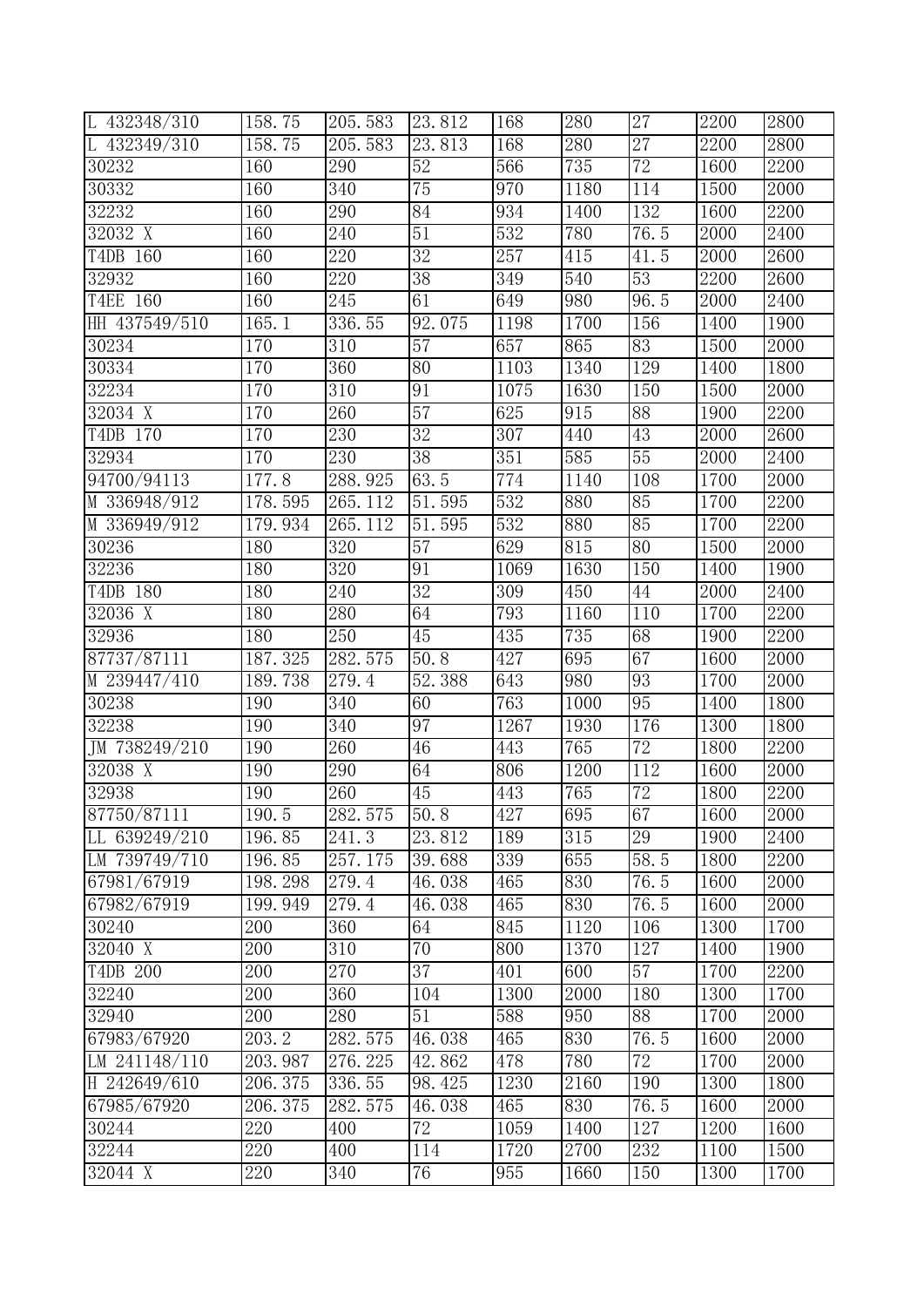| L 432348/310 | 158.75 | 205.583 | 23.812 | 168 | 280 | 27 | 2200 | 2800 |
|---|---|---|---|---|---|---|---|---|
| L 432349/310 | 158.75 | 205.583 | 23.813 | 168 | 280 | 27 | 2200 | 2800 |
| 30232 | 160 | 290 | 52 | 566 | 735 | 72 | 1600 | 2200 |
| 30332 | 160 | 340 | 75 | 970 | 1180 | 114 | 1500 | 2000 |
| 32232 | 160 | 290 | 84 | 934 | 1400 | 132 | 1600 | 2200 |
| 32032 X | 160 | 240 | 51 | 532 | 780 | 76.5 | 2000 | 2400 |
| T4DB 160 | 160 | 220 | 32 | 257 | 415 | 41.5 | 2000 | 2600 |
| 32932 | 160 | 220 | 38 | 349 | 540 | 53 | 2200 | 2600 |
| T4EE 160 | 160 | 245 | 61 | 649 | 980 | 96.5 | 2000 | 2400 |
| HH 437549/510 | 165.1 | 336.55 | 92.075 | 1198 | 1700 | 156 | 1400 | 1900 |
| 30234 | 170 | 310 | 57 | 657 | 865 | 83 | 1500 | 2000 |
| 30334 | 170 | 360 | 80 | 1103 | 1340 | 129 | 1400 | 1800 |
| 32234 | 170 | 310 | 91 | 1075 | 1630 | 150 | 1500 | 2000 |
| 32034 X | 170 | 260 | 57 | 625 | 915 | 88 | 1900 | 2200 |
| T4DB 170 | 170 | 230 | 32 | 307 | 440 | 43 | 2000 | 2600 |
| 32934 | 170 | 230 | 38 | 351 | 585 | 55 | 2000 | 2400 |
| 94700/94113 | 177.8 | 288.925 | 63.5 | 774 | 1140 | 108 | 1700 | 2000 |
| M 336948/912 | 178.595 | 265.112 | 51.595 | 532 | 880 | 85 | 1700 | 2200 |
| M 336949/912 | 179.934 | 265.112 | 51.595 | 532 | 880 | 85 | 1700 | 2200 |
| 30236 | 180 | 320 | 57 | 629 | 815 | 80 | 1500 | 2000 |
| 32236 | 180 | 320 | 91 | 1069 | 1630 | 150 | 1400 | 1900 |
| T4DB 180 | 180 | 240 | 32 | 309 | 450 | 44 | 2000 | 2400 |
| 32036 X | 180 | 280 | 64 | 793 | 1160 | 110 | 1700 | 2200 |
| 32936 | 180 | 250 | 45 | 435 | 735 | 68 | 1900 | 2200 |
| 87737/87111 | 187.325 | 282.575 | 50.8 | 427 | 695 | 67 | 1600 | 2000 |
| M 239447/410 | 189.738 | 279.4 | 52.388 | 643 | 980 | 93 | 1700 | 2000 |
| 30238 | 190 | 340 | 60 | 763 | 1000 | 95 | 1400 | 1800 |
| 32238 | 190 | 340 | 97 | 1267 | 1930 | 176 | 1300 | 1800 |
| JM 738249/210 | 190 | 260 | 46 | 443 | 765 | 72 | 1800 | 2200 |
| 32038 X | 190 | 290 | 64 | 806 | 1200 | 112 | 1600 | 2000 |
| 32938 | 190 | 260 | 45 | 443 | 765 | 72 | 1800 | 2200 |
| 87750/87111 | 190.5 | 282.575 | 50.8 | 427 | 695 | 67 | 1600 | 2000 |
| LL 639249/210 | 196.85 | 241.3 | 23.812 | 189 | 315 | 29 | 1900 | 2400 |
| LM 739749/710 | 196.85 | 257.175 | 39.688 | 339 | 655 | 58.5 | 1800 | 2200 |
| 67981/67919 | 198.298 | 279.4 | 46.038 | 465 | 830 | 76.5 | 1600 | 2000 |
| 67982/67919 | 199.949 | 279.4 | 46.038 | 465 | 830 | 76.5 | 1600 | 2000 |
| 30240 | 200 | 360 | 64 | 845 | 1120 | 106 | 1300 | 1700 |
| 32040 X | 200 | 310 | 70 | 800 | 1370 | 127 | 1400 | 1900 |
| T4DB 200 | 200 | 270 | 37 | 401 | 600 | 57 | 1700 | 2200 |
| 32240 | 200 | 360 | 104 | 1300 | 2000 | 180 | 1300 | 1700 |
| 32940 | 200 | 280 | 51 | 588 | 950 | 88 | 1700 | 2000 |
| 67983/67920 | 203.2 | 282.575 | 46.038 | 465 | 830 | 76.5 | 1600 | 2000 |
| LM 241148/110 | 203.987 | 276.225 | 42.862 | 478 | 780 | 72 | 1700 | 2000 |
| H 242649/610 | 206.375 | 336.55 | 98.425 | 1230 | 2160 | 190 | 1300 | 1800 |
| 67985/67920 | 206.375 | 282.575 | 46.038 | 465 | 830 | 76.5 | 1600 | 2000 |
| 30244 | 220 | 400 | 72 | 1059 | 1400 | 127 | 1200 | 1600 |
| 32244 | 220 | 400 | 114 | 1720 | 2700 | 232 | 1100 | 1500 |
| 32044 X | 220 | 340 | 76 | 955 | 1660 | 150 | 1300 | 1700 |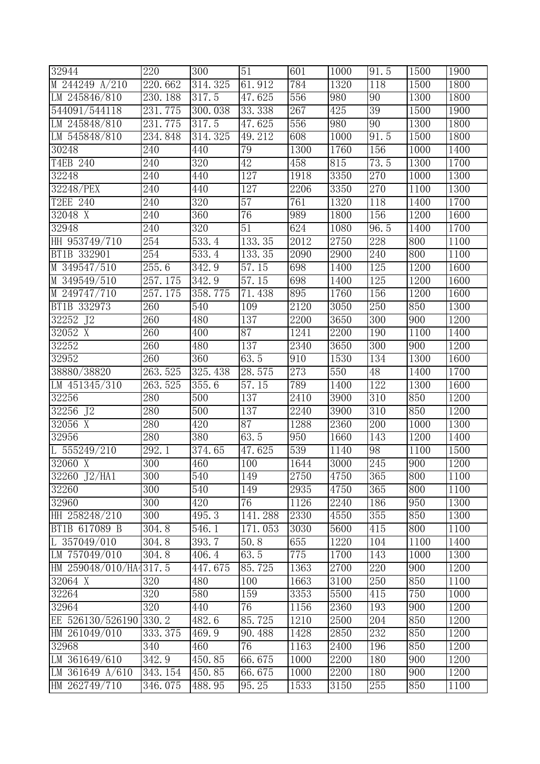| 32944 | 220 | 300 | 51 | 601 | 1000 | 91.5 | 1500 | 1900 |
|---|---|---|---|---|---|---|---|---|
| M 244249 A/210 | 220.662 | 314.325 | 61.912 | 784 | 1320 | 118 | 1500 | 1800 |
| LM 245846/810 | 230.188 | 317.5 | 47.625 | 556 | 980 | 90 | 1300 | 1800 |
| 544091/544118 | 231.775 | 300.038 | 33.338 | 267 | 425 | 39 | 1500 | 1900 |
| LM 245848/810 | 231.775 | 317.5 | 47.625 | 556 | 980 | 90 | 1300 | 1800 |
| LM 545848/810 | 234.848 | 314.325 | 49.212 | 608 | 1000 | 91.5 | 1500 | 1800 |
| 30248 | 240 | 440 | 79 | 1300 | 1760 | 156 | 1000 | 1400 |
| T4EB 240 | 240 | 320 | 42 | 458 | 815 | 73.5 | 1300 | 1700 |
| 32248 | 240 | 440 | 127 | 1918 | 3350 | 270 | 1000 | 1300 |
| 32248/PEX | 240 | 440 | 127 | 2206 | 3350 | 270 | 1100 | 1300 |
| T2EE 240 | 240 | 320 | 57 | 761 | 1320 | 118 | 1400 | 1700 |
| 32048 X | 240 | 360 | 76 | 989 | 1800 | 156 | 1200 | 1600 |
| 32948 | 240 | 320 | 51 | 624 | 1080 | 96.5 | 1400 | 1700 |
| HH 953749/710 | 254 | 533.4 | 133.35 | 2012 | 2750 | 228 | 800 | 1100 |
| BT1B 332901 | 254 | 533.4 | 133.35 | 2090 | 2900 | 240 | 800 | 1100 |
| M 349547/510 | 255.6 | 342.9 | 57.15 | 698 | 1400 | 125 | 1200 | 1600 |
| M 349549/510 | 257.175 | 342.9 | 57.15 | 698 | 1400 | 125 | 1200 | 1600 |
| M 249747/710 | 257.175 | 358.775 | 71.438 | 895 | 1760 | 156 | 1200 | 1600 |
| BT1B 332973 | 260 | 540 | 109 | 2120 | 3050 | 250 | 850 | 1300 |
| 32252 J2 | 260 | 480 | 137 | 2200 | 3650 | 300 | 900 | 1200 |
| 32052 X | 260 | 400 | 87 | 1241 | 2200 | 190 | 1100 | 1400 |
| 32252 | 260 | 480 | 137 | 2340 | 3650 | 300 | 900 | 1200 |
| 32952 | 260 | 360 | 63.5 | 910 | 1530 | 134 | 1300 | 1600 |
| 38880/38820 | 263.525 | 325.438 | 28.575 | 273 | 550 | 48 | 1400 | 1700 |
| LM 451345/310 | 263.525 | 355.6 | 57.15 | 789 | 1400 | 122 | 1300 | 1600 |
| 32256 | 280 | 500 | 137 | 2410 | 3900 | 310 | 850 | 1200 |
| 32256 J2 | 280 | 500 | 137 | 2240 | 3900 | 310 | 850 | 1200 |
| 32056 X | 280 | 420 | 87 | 1288 | 2360 | 200 | 1000 | 1300 |
| 32956 | 280 | 380 | 63.5 | 950 | 1660 | 143 | 1200 | 1400 |
| L 555249/210 | 292.1 | 374.65 | 47.625 | 539 | 1140 | 98 | 1100 | 1500 |
| 32060 X | 300 | 460 | 100 | 1644 | 3000 | 245 | 900 | 1200 |
| 32260 J2/HA1 | 300 | 540 | 149 | 2750 | 4750 | 365 | 800 | 1100 |
| 32260 | 300 | 540 | 149 | 2935 | 4750 | 365 | 800 | 1100 |
| 32960 | 300 | 420 | 76 | 1126 | 2240 | 186 | 950 | 1300 |
| HH 258248/210 | 300 | 495.3 | 141.288 | 2330 | 4550 | 355 | 850 | 1300 |
| BT1B 617089 B | 304.8 | 546.1 | 171.053 | 3030 | 5600 | 415 | 800 | 1100 |
| L 357049/010 | 304.8 | 393.7 | 50.8 | 655 | 1220 | 104 | 1100 | 1400 |
| LM 757049/010 | 304.8 | 406.4 | 63.5 | 775 | 1700 | 143 | 1000 | 1300 |
| HM 259048/010/HA | 317.5 | 447.675 | 85.725 | 1363 | 2700 | 220 | 900 | 1200 |
| 32064 X | 320 | 480 | 100 | 1663 | 3100 | 250 | 850 | 1100 |
| 32264 | 320 | 580 | 159 | 3353 | 5500 | 415 | 750 | 1000 |
| 32964 | 320 | 440 | 76 | 1156 | 2360 | 193 | 900 | 1200 |
| EE 526130/526190 | 330.2 | 482.6 | 85.725 | 1210 | 2500 | 204 | 850 | 1200 |
| HM 261049/010 | 333.375 | 469.9 | 90.488 | 1428 | 2850 | 232 | 850 | 1200 |
| 32968 | 340 | 460 | 76 | 1163 | 2400 | 196 | 850 | 1200 |
| LM 361649/610 | 342.9 | 450.85 | 66.675 | 1000 | 2200 | 180 | 900 | 1200 |
| LM 361649 A/610 | 343.154 | 450.85 | 66.675 | 1000 | 2200 | 180 | 900 | 1200 |
| HM 262749/710 | 346.075 | 488.95 | 95.25 | 1533 | 3150 | 255 | 850 | 1100 |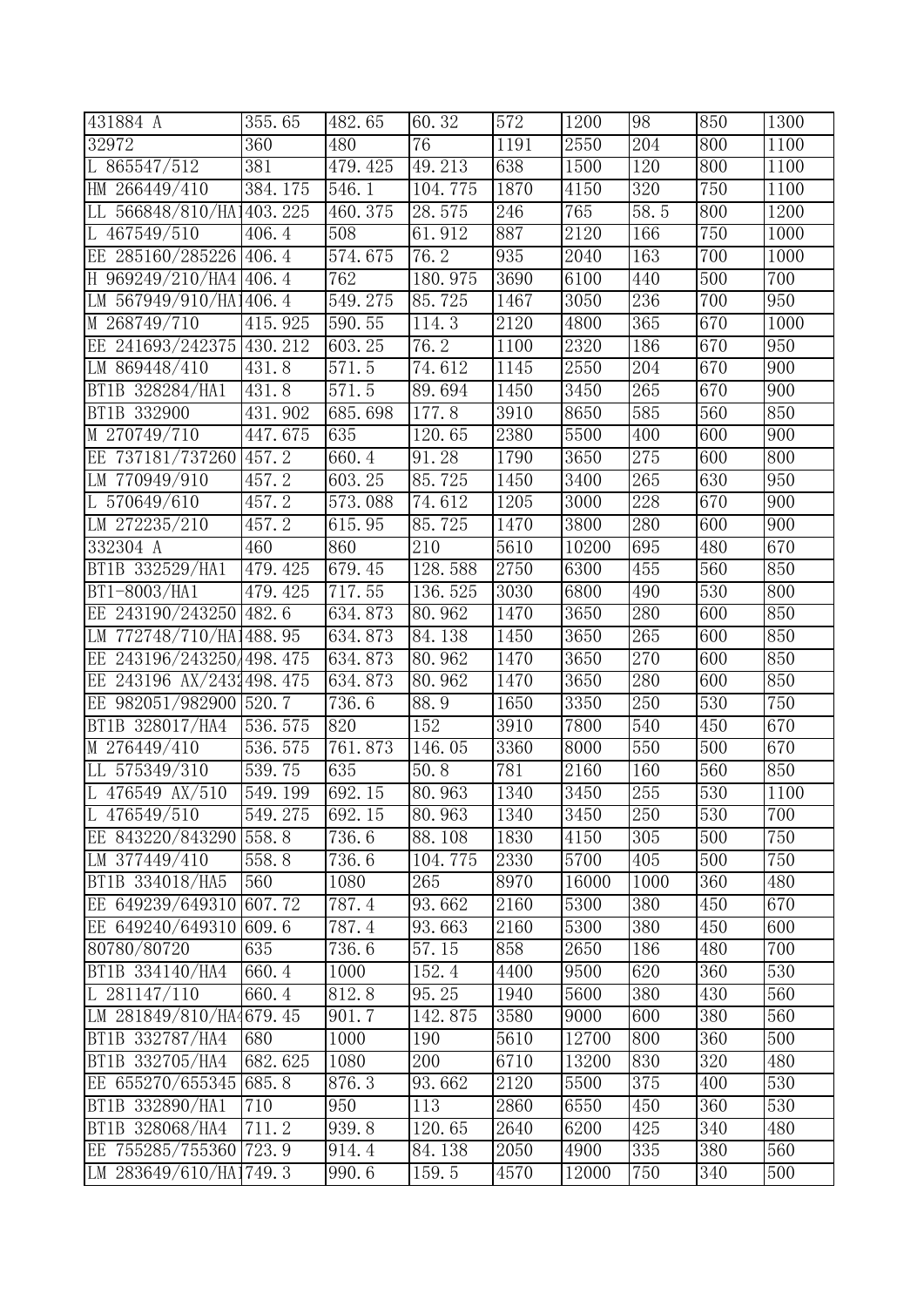| 431884 A | 355.65 | 482.65 | 60.32 | 572 | 1200 | 98 | 850 | 1300 |
|---|---|---|---|---|---|---|---|---|
| 32972 | 360 | 480 | 76 | 1191 | 2550 | 204 | 800 | 1100 |
| L 865547/512 | 381 | 479.425 | 49.213 | 638 | 1500 | 120 | 800 | 1100 |
| HM 266449/410 | 384.175 | 546.1 | 104.775 | 1870 | 4150 | 320 | 750 | 1100 |
| LL 566848/810/HA1 | 403.225 | 460.375 | 28.575 | 246 | 765 | 58.5 | 800 | 1200 |
| L 467549/510 | 406.4 | 508 | 61.912 | 887 | 2120 | 166 | 750 | 1000 |
| EE 285160/285226 | 406.4 | 574.675 | 76.2 | 935 | 2040 | 163 | 700 | 1000 |
| H 969249/210/HA4 | 406.4 | 762 | 180.975 | 3690 | 6100 | 440 | 500 | 700 |
| LM 567949/910/HA1 | 406.4 | 549.275 | 85.725 | 1467 | 3050 | 236 | 700 | 950 |
| M 268749/710 | 415.925 | 590.55 | 114.3 | 2120 | 4800 | 365 | 670 | 1000 |
| EE 241693/242375 | 430.212 | 603.25 | 76.2 | 1100 | 2320 | 186 | 670 | 950 |
| LM 869448/410 | 431.8 | 571.5 | 74.612 | 1145 | 2550 | 204 | 670 | 900 |
| BT1B 328284/HA1 | 431.8 | 571.5 | 89.694 | 1450 | 3450 | 265 | 670 | 900 |
| BT1B 332900 | 431.902 | 685.698 | 177.8 | 3910 | 8650 | 585 | 560 | 850 |
| M 270749/710 | 447.675 | 635 | 120.65 | 2380 | 5500 | 400 | 600 | 900 |
| EE 737181/737260 | 457.2 | 660.4 | 91.28 | 1790 | 3650 | 275 | 600 | 800 |
| LM 770949/910 | 457.2 | 603.25 | 85.725 | 1450 | 3400 | 265 | 630 | 950 |
| L 570649/610 | 457.2 | 573.088 | 74.612 | 1205 | 3000 | 228 | 670 | 900 |
| LM 272235/210 | 457.2 | 615.95 | 85.725 | 1470 | 3800 | 280 | 600 | 900 |
| 332304 A | 460 | 860 | 210 | 5610 | 10200 | 695 | 480 | 670 |
| BT1B 332529/HA1 | 479.425 | 679.45 | 128.588 | 2750 | 6300 | 455 | 560 | 850 |
| BT1-8003/HA1 | 479.425 | 717.55 | 136.525 | 3030 | 6800 | 490 | 530 | 800 |
| EE 243190/243250 | 482.6 | 634.873 | 80.962 | 1470 | 3650 | 280 | 600 | 850 |
| LM 772748/710/HA1 | 488.95 | 634.873 | 84.138 | 1450 | 3650 | 265 | 600 | 850 |
| EE 243196/243250/ | 498.475 | 634.873 | 80.962 | 1470 | 3650 | 270 | 600 | 850 |
| EE 243196 AX/2432 | 498.475 | 634.873 | 80.962 | 1470 | 3650 | 280 | 600 | 850 |
| EE 982051/982900 | 520.7 | 736.6 | 88.9 | 1650 | 3350 | 250 | 530 | 750 |
| BT1B 328017/HA4 | 536.575 | 820 | 152 | 3910 | 7800 | 540 | 450 | 670 |
| M 276449/410 | 536.575 | 761.873 | 146.05 | 3360 | 8000 | 550 | 500 | 670 |
| LL 575349/310 | 539.75 | 635 | 50.8 | 781 | 2160 | 160 | 560 | 850 |
| L 476549 AX/510 | 549.199 | 692.15 | 80.963 | 1340 | 3450 | 255 | 530 | 1100 |
| L 476549/510 | 549.275 | 692.15 | 80.963 | 1340 | 3450 | 250 | 530 | 700 |
| EE 843220/843290 | 558.8 | 736.6 | 88.108 | 1830 | 4150 | 305 | 500 | 750 |
| LM 377449/410 | 558.8 | 736.6 | 104.775 | 2330 | 5700 | 405 | 500 | 750 |
| BT1B 334018/HA5 | 560 | 1080 | 265 | 8970 | 16000 | 1000 | 360 | 480 |
| EE 649239/649310 | 607.72 | 787.4 | 93.662 | 2160 | 5300 | 380 | 450 | 670 |
| EE 649240/649310 | 609.6 | 787.4 | 93.663 | 2160 | 5300 | 380 | 450 | 600 |
| 80780/80720 | 635 | 736.6 | 57.15 | 858 | 2650 | 186 | 480 | 700 |
| BT1B 334140/HA4 | 660.4 | 1000 | 152.4 | 4400 | 9500 | 620 | 360 | 530 |
| L 281147/110 | 660.4 | 812.8 | 95.25 | 1940 | 5600 | 380 | 430 | 560 |
| LM 281849/810/HA4 | 679.45 | 901.7 | 142.875 | 3580 | 9000 | 600 | 380 | 560 |
| BT1B 332787/HA4 | 680 | 1000 | 190 | 5610 | 12700 | 800 | 360 | 500 |
| BT1B 332705/HA4 | 682.625 | 1080 | 200 | 6710 | 13200 | 830 | 320 | 480 |
| EE 655270/655345 | 685.8 | 876.3 | 93.662 | 2120 | 5500 | 375 | 400 | 530 |
| BT1B 332890/HA1 | 710 | 950 | 113 | 2860 | 6550 | 450 | 360 | 530 |
| BT1B 328068/HA4 | 711.2 | 939.8 | 120.65 | 2640 | 6200 | 425 | 340 | 480 |
| EE 755285/755360 | 723.9 | 914.4 | 84.138 | 2050 | 4900 | 335 | 380 | 560 |
| LM 283649/610/HA1 | 749.3 | 990.6 | 159.5 | 4570 | 12000 | 750 | 340 | 500 |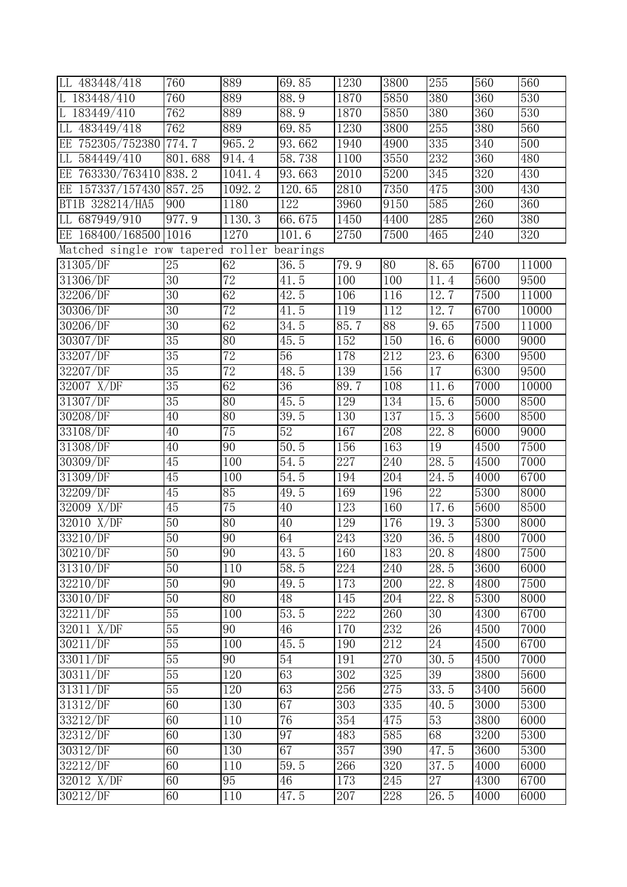| | | | | | | | | |
|---|---|---|---|---|---|---|---|---|
| LL 483448/418 | 760 | 889 | 69.85 | 1230 | 3800 | 255 | 560 | 560 |
| L 183448/410 | 760 | 889 | 88.9 | 1870 | 5850 | 380 | 360 | 530 |
| L 183449/410 | 762 | 889 | 88.9 | 1870 | 5850 | 380 | 360 | 530 |
| LL 483449/418 | 762 | 889 | 69.85 | 1230 | 3800 | 255 | 380 | 560 |
| EE 752305/752380 | 774.7 | 965.2 | 93.662 | 1940 | 4900 | 335 | 340 | 500 |
| LL 584449/410 | 801.688 | 914.4 | 58.738 | 1100 | 3550 | 232 | 360 | 480 |
| EE 763330/763410 | 838.2 | 1041.4 | 93.663 | 2010 | 5200 | 345 | 320 | 430 |
| EE 157337/157430 | 857.25 | 1092.2 | 120.65 | 2810 | 7350 | 475 | 300 | 430 |
| BT1B 328214/HA5 | 900 | 1180 | 122 | 3960 | 9150 | 585 | 260 | 360 |
| LL 687949/910 | 977.9 | 1130.3 | 66.675 | 1450 | 4400 | 285 | 260 | 380 |
| EE 168400/168500 | 1016 | 1270 | 101.6 | 2750 | 7500 | 465 | 240 | 320 |
| Matched single row tapered roller bearings | | | | | | | | |
| 31305/DF | 25 | 62 | 36.5 | 79.9 | 80 | 8.65 | 6700 | 11000 |
| 31306/DF | 30 | 72 | 41.5 | 100 | 100 | 11.4 | 5600 | 9500 |
| 32206/DF | 30 | 62 | 42.5 | 106 | 116 | 12.7 | 7500 | 11000 |
| 30306/DF | 30 | 72 | 41.5 | 119 | 112 | 12.7 | 6700 | 10000 |
| 30206/DF | 30 | 62 | 34.5 | 85.7 | 88 | 9.65 | 7500 | 11000 |
| 30307/DF | 35 | 80 | 45.5 | 152 | 150 | 16.6 | 6000 | 9000 |
| 33207/DF | 35 | 72 | 56 | 178 | 212 | 23.6 | 6300 | 9500 |
| 32207/DF | 35 | 72 | 48.5 | 139 | 156 | 17 | 6300 | 9500 |
| 32007 X/DF | 35 | 62 | 36 | 89.7 | 108 | 11.6 | 7000 | 10000 |
| 31307/DF | 35 | 80 | 45.5 | 129 | 134 | 15.6 | 5000 | 8500 |
| 30208/DF | 40 | 80 | 39.5 | 130 | 137 | 15.3 | 5600 | 8500 |
| 33108/DF | 40 | 75 | 52 | 167 | 208 | 22.8 | 6000 | 9000 |
| 31308/DF | 40 | 90 | 50.5 | 156 | 163 | 19 | 4500 | 7500 |
| 30309/DF | 45 | 100 | 54.5 | 227 | 240 | 28.5 | 4500 | 7000 |
| 31309/DF | 45 | 100 | 54.5 | 194 | 204 | 24.5 | 4000 | 6700 |
| 32209/DF | 45 | 85 | 49.5 | 169 | 196 | 22 | 5300 | 8000 |
| 32009 X/DF | 45 | 75 | 40 | 123 | 160 | 17.6 | 5600 | 8500 |
| 32010 X/DF | 50 | 80 | 40 | 129 | 176 | 19.3 | 5300 | 8000 |
| 33210/DF | 50 | 90 | 64 | 243 | 320 | 36.5 | 4800 | 7000 |
| 30210/DF | 50 | 90 | 43.5 | 160 | 183 | 20.8 | 4800 | 7500 |
| 31310/DF | 50 | 110 | 58.5 | 224 | 240 | 28.5 | 3600 | 6000 |
| 32210/DF | 50 | 90 | 49.5 | 173 | 200 | 22.8 | 4800 | 7500 |
| 33010/DF | 50 | 80 | 48 | 145 | 204 | 22.8 | 5300 | 8000 |
| 32211/DF | 55 | 100 | 53.5 | 222 | 260 | 30 | 4300 | 6700 |
| 32011 X/DF | 55 | 90 | 46 | 170 | 232 | 26 | 4500 | 7000 |
| 30211/DF | 55 | 100 | 45.5 | 190 | 212 | 24 | 4500 | 6700 |
| 33011/DF | 55 | 90 | 54 | 191 | 270 | 30.5 | 4500 | 7000 |
| 30311/DF | 55 | 120 | 63 | 302 | 325 | 39 | 3800 | 5600 |
| 31311/DF | 55 | 120 | 63 | 256 | 275 | 33.5 | 3400 | 5600 |
| 31312/DF | 60 | 130 | 67 | 303 | 335 | 40.5 | 3000 | 5300 |
| 33212/DF | 60 | 110 | 76 | 354 | 475 | 53 | 3800 | 6000 |
| 32312/DF | 60 | 130 | 97 | 483 | 585 | 68 | 3200 | 5300 |
| 30312/DF | 60 | 130 | 67 | 357 | 390 | 47.5 | 3600 | 5300 |
| 32212/DF | 60 | 110 | 59.5 | 266 | 320 | 37.5 | 4000 | 6000 |
| 32012 X/DF | 60 | 95 | 46 | 173 | 245 | 27 | 4300 | 6700 |
| 30212/DF | 60 | 110 | 47.5 | 207 | 228 | 26.5 | 4000 | 6000 |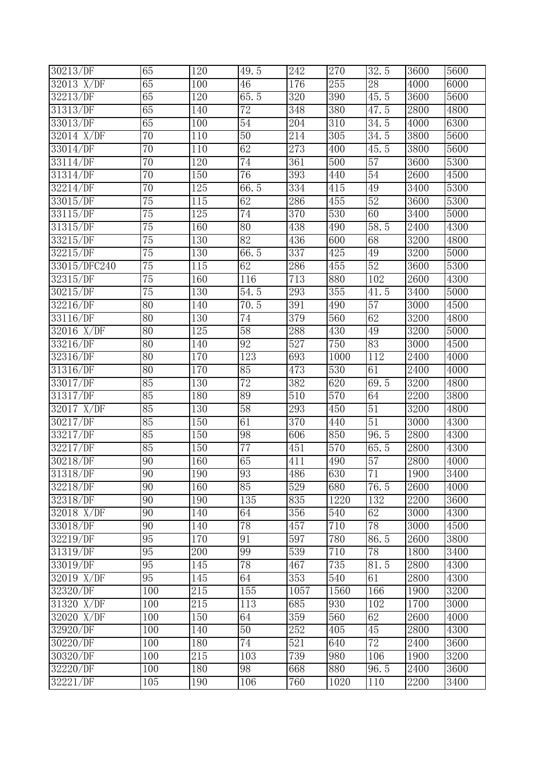| 30213/DF | 65 | 120 | 49.5 | 242 | 270 | 32.5 | 3600 | 5600 |
|---|---|---|---|---|---|---|---|---|
| 32013 X/DF | 65 | 100 | 46 | 176 | 255 | 28 | 4000 | 6000 |
| 32213/DF | 65 | 120 | 65.5 | 320 | 390 | 45.5 | 3600 | 5600 |
| 31313/DF | 65 | 140 | 72 | 348 | 380 | 47.5 | 2800 | 4800 |
| 33013/DF | 65 | 100 | 54 | 204 | 310 | 34.5 | 4000 | 6300 |
| 32014 X/DF | 70 | 110 | 50 | 214 | 305 | 34.5 | 3800 | 5600 |
| 33014/DF | 70 | 110 | 62 | 273 | 400 | 45.5 | 3800 | 5600 |
| 33114/DF | 70 | 120 | 74 | 361 | 500 | 57 | 3600 | 5300 |
| 31314/DF | 70 | 150 | 76 | 393 | 440 | 54 | 2600 | 4500 |
| 32214/DF | 70 | 125 | 66.5 | 334 | 415 | 49 | 3400 | 5300 |
| 33015/DF | 75 | 115 | 62 | 286 | 455 | 52 | 3600 | 5300 |
| 33115/DF | 75 | 125 | 74 | 370 | 530 | 60 | 3400 | 5000 |
| 31315/DF | 75 | 160 | 80 | 438 | 490 | 58.5 | 2400 | 4300 |
| 33215/DF | 75 | 130 | 82 | 436 | 600 | 68 | 3200 | 4800 |
| 32215/DF | 75 | 130 | 66.5 | 337 | 425 | 49 | 3200 | 5000 |
| 33015/DFC240 | 75 | 115 | 62 | 286 | 455 | 52 | 3600 | 5300 |
| 32315/DF | 75 | 160 | 116 | 713 | 880 | 102 | 2600 | 4300 |
| 30215/DF | 75 | 130 | 54.5 | 293 | 355 | 41.5 | 3400 | 5000 |
| 32216/DF | 80 | 140 | 70.5 | 391 | 490 | 57 | 3000 | 4500 |
| 33116/DF | 80 | 130 | 74 | 379 | 560 | 62 | 3200 | 4800 |
| 32016 X/DF | 80 | 125 | 58 | 288 | 430 | 49 | 3200 | 5000 |
| 33216/DF | 80 | 140 | 92 | 527 | 750 | 83 | 3000 | 4500 |
| 32316/DF | 80 | 170 | 123 | 693 | 1000 | 112 | 2400 | 4000 |
| 31316/DF | 80 | 170 | 85 | 473 | 530 | 61 | 2400 | 4000 |
| 33017/DF | 85 | 130 | 72 | 382 | 620 | 69.5 | 3200 | 4800 |
| 31317/DF | 85 | 180 | 89 | 510 | 570 | 64 | 2200 | 3800 |
| 32017 X/DF | 85 | 130 | 58 | 293 | 450 | 51 | 3200 | 4800 |
| 30217/DF | 85 | 150 | 61 | 370 | 440 | 51 | 3000 | 4300 |
| 33217/DF | 85 | 150 | 98 | 606 | 850 | 96.5 | 2800 | 4300 |
| 32217/DF | 85 | 150 | 77 | 451 | 570 | 65.5 | 2800 | 4300 |
| 30218/DF | 90 | 160 | 65 | 411 | 490 | 57 | 2800 | 4000 |
| 31318/DF | 90 | 190 | 93 | 486 | 630 | 71 | 1900 | 3400 |
| 32218/DF | 90 | 160 | 85 | 529 | 680 | 76.5 | 2600 | 4000 |
| 32318/DF | 90 | 190 | 135 | 835 | 1220 | 132 | 2200 | 3600 |
| 32018 X/DF | 90 | 140 | 64 | 356 | 540 | 62 | 3000 | 4300 |
| 33018/DF | 90 | 140 | 78 | 457 | 710 | 78 | 3000 | 4500 |
| 32219/DF | 95 | 170 | 91 | 597 | 780 | 86.5 | 2600 | 3800 |
| 31319/DF | 95 | 200 | 99 | 539 | 710 | 78 | 1800 | 3400 |
| 33019/DF | 95 | 145 | 78 | 467 | 735 | 81.5 | 2800 | 4300 |
| 32019 X/DF | 95 | 145 | 64 | 353 | 540 | 61 | 2800 | 4300 |
| 32320/DF | 100 | 215 | 155 | 1057 | 1560 | 166 | 1900 | 3200 |
| 31320 X/DF | 100 | 215 | 113 | 685 | 930 | 102 | 1700 | 3000 |
| 32020 X/DF | 100 | 150 | 64 | 359 | 560 | 62 | 2600 | 4000 |
| 32920/DF | 100 | 140 | 50 | 252 | 405 | 45 | 2800 | 4300 |
| 30220/DF | 100 | 180 | 74 | 521 | 640 | 72 | 2400 | 3600 |
| 30320/DF | 100 | 215 | 103 | 739 | 980 | 106 | 1900 | 3200 |
| 32220/DF | 100 | 180 | 98 | 668 | 880 | 96.5 | 2400 | 3600 |
| 32221/DF | 105 | 190 | 106 | 760 | 1020 | 110 | 2200 | 3400 |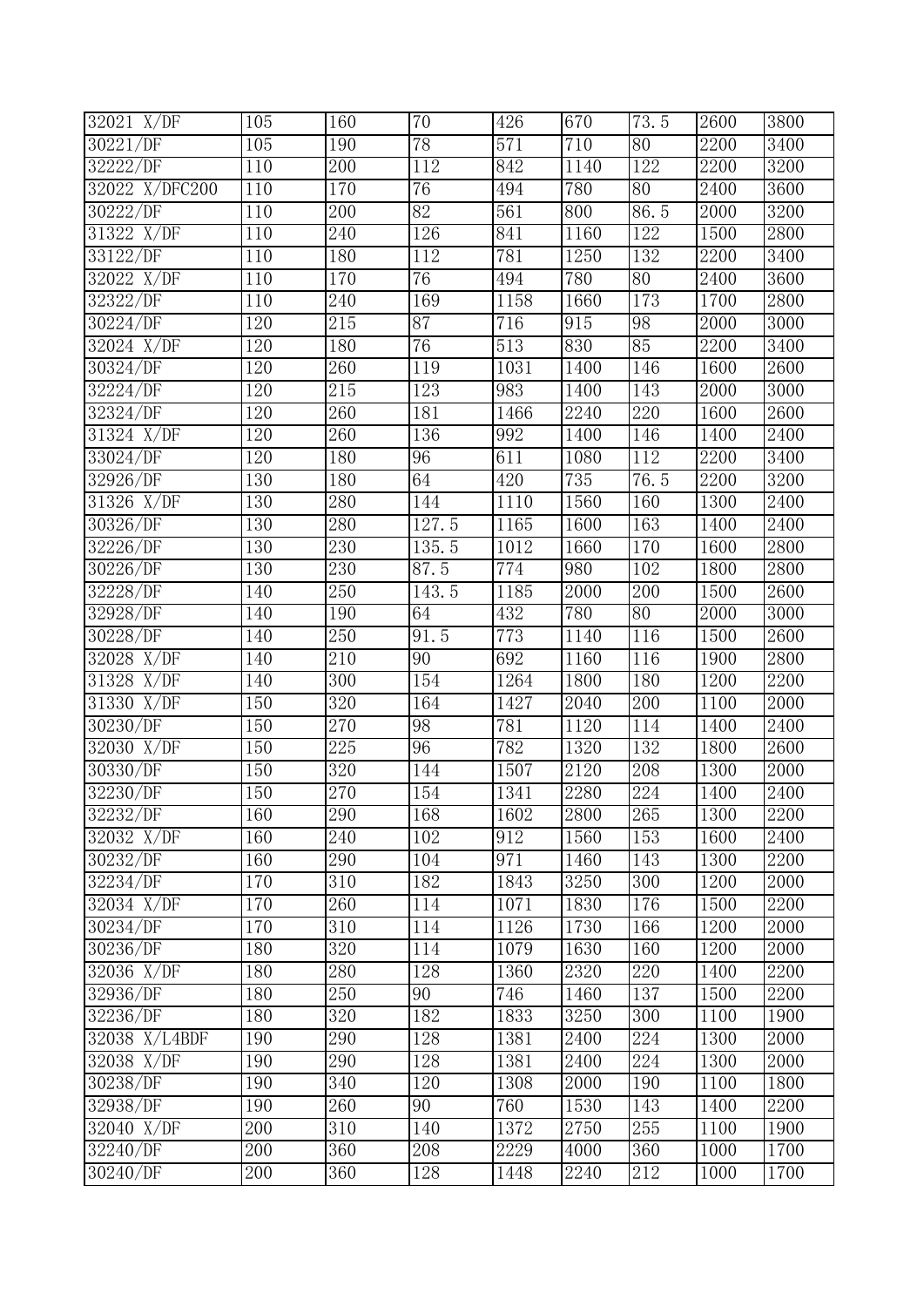| 32021 X/DF | 105 | 160 | 70 | 426 | 670 | 73.5 | 2600 | 3800 |
|---|---|---|---|---|---|---|---|---|
| 30221/DF | 105 | 190 | 78 | 571 | 710 | 80 | 2200 | 3400 |
| 32222/DF | 110 | 200 | 112 | 842 | 1140 | 122 | 2200 | 3200 |
| 32022 X/DFC200 | 110 | 170 | 76 | 494 | 780 | 80 | 2400 | 3600 |
| 30222/DF | 110 | 200 | 82 | 561 | 800 | 86.5 | 2000 | 3200 |
| 31322 X/DF | 110 | 240 | 126 | 841 | 1160 | 122 | 1500 | 2800 |
| 33122/DF | 110 | 180 | 112 | 781 | 1250 | 132 | 2200 | 3400 |
| 32022 X/DF | 110 | 170 | 76 | 494 | 780 | 80 | 2400 | 3600 |
| 32322/DF | 110 | 240 | 169 | 1158 | 1660 | 173 | 1700 | 2800 |
| 30224/DF | 120 | 215 | 87 | 716 | 915 | 98 | 2000 | 3000 |
| 32024 X/DF | 120 | 180 | 76 | 513 | 830 | 85 | 2200 | 3400 |
| 30324/DF | 120 | 260 | 119 | 1031 | 1400 | 146 | 1600 | 2600 |
| 32224/DF | 120 | 215 | 123 | 983 | 1400 | 143 | 2000 | 3000 |
| 32324/DF | 120 | 260 | 181 | 1466 | 2240 | 220 | 1600 | 2600 |
| 31324 X/DF | 120 | 260 | 136 | 992 | 1400 | 146 | 1400 | 2400 |
| 33024/DF | 120 | 180 | 96 | 611 | 1080 | 112 | 2200 | 3400 |
| 32926/DF | 130 | 180 | 64 | 420 | 735 | 76.5 | 2200 | 3200 |
| 31326 X/DF | 130 | 280 | 144 | 1110 | 1560 | 160 | 1300 | 2400 |
| 30326/DF | 130 | 280 | 127.5 | 1165 | 1600 | 163 | 1400 | 2400 |
| 32226/DF | 130 | 230 | 135.5 | 1012 | 1660 | 170 | 1600 | 2800 |
| 30226/DF | 130 | 230 | 87.5 | 774 | 980 | 102 | 1800 | 2800 |
| 32228/DF | 140 | 250 | 143.5 | 1185 | 2000 | 200 | 1500 | 2600 |
| 32928/DF | 140 | 190 | 64 | 432 | 780 | 80 | 2000 | 3000 |
| 30228/DF | 140 | 250 | 91.5 | 773 | 1140 | 116 | 1500 | 2600 |
| 32028 X/DF | 140 | 210 | 90 | 692 | 1160 | 116 | 1900 | 2800 |
| 31328 X/DF | 140 | 300 | 154 | 1264 | 1800 | 180 | 1200 | 2200 |
| 31330 X/DF | 150 | 320 | 164 | 1427 | 2040 | 200 | 1100 | 2000 |
| 30230/DF | 150 | 270 | 98 | 781 | 1120 | 114 | 1400 | 2400 |
| 32030 X/DF | 150 | 225 | 96 | 782 | 1320 | 132 | 1800 | 2600 |
| 30330/DF | 150 | 320 | 144 | 1507 | 2120 | 208 | 1300 | 2000 |
| 32230/DF | 150 | 270 | 154 | 1341 | 2280 | 224 | 1400 | 2400 |
| 32232/DF | 160 | 290 | 168 | 1602 | 2800 | 265 | 1300 | 2200 |
| 32032 X/DF | 160 | 240 | 102 | 912 | 1560 | 153 | 1600 | 2400 |
| 30232/DF | 160 | 290 | 104 | 971 | 1460 | 143 | 1300 | 2200 |
| 32234/DF | 170 | 310 | 182 | 1843 | 3250 | 300 | 1200 | 2000 |
| 32034 X/DF | 170 | 260 | 114 | 1071 | 1830 | 176 | 1500 | 2200 |
| 30234/DF | 170 | 310 | 114 | 1126 | 1730 | 166 | 1200 | 2000 |
| 30236/DF | 180 | 320 | 114 | 1079 | 1630 | 160 | 1200 | 2000 |
| 32036 X/DF | 180 | 280 | 128 | 1360 | 2320 | 220 | 1400 | 2200 |
| 32936/DF | 180 | 250 | 90 | 746 | 1460 | 137 | 1500 | 2200 |
| 32236/DF | 180 | 320 | 182 | 1833 | 3250 | 300 | 1100 | 1900 |
| 32038 X/L4BDF | 190 | 290 | 128 | 1381 | 2400 | 224 | 1300 | 2000 |
| 32038 X/DF | 190 | 290 | 128 | 1381 | 2400 | 224 | 1300 | 2000 |
| 30238/DF | 190 | 340 | 120 | 1308 | 2000 | 190 | 1100 | 1800 |
| 32938/DF | 190 | 260 | 90 | 760 | 1530 | 143 | 1400 | 2200 |
| 32040 X/DF | 200 | 310 | 140 | 1372 | 2750 | 255 | 1100 | 1900 |
| 32240/DF | 200 | 360 | 208 | 2229 | 4000 | 360 | 1000 | 1700 |
| 30240/DF | 200 | 360 | 128 | 1448 | 2240 | 212 | 1000 | 1700 |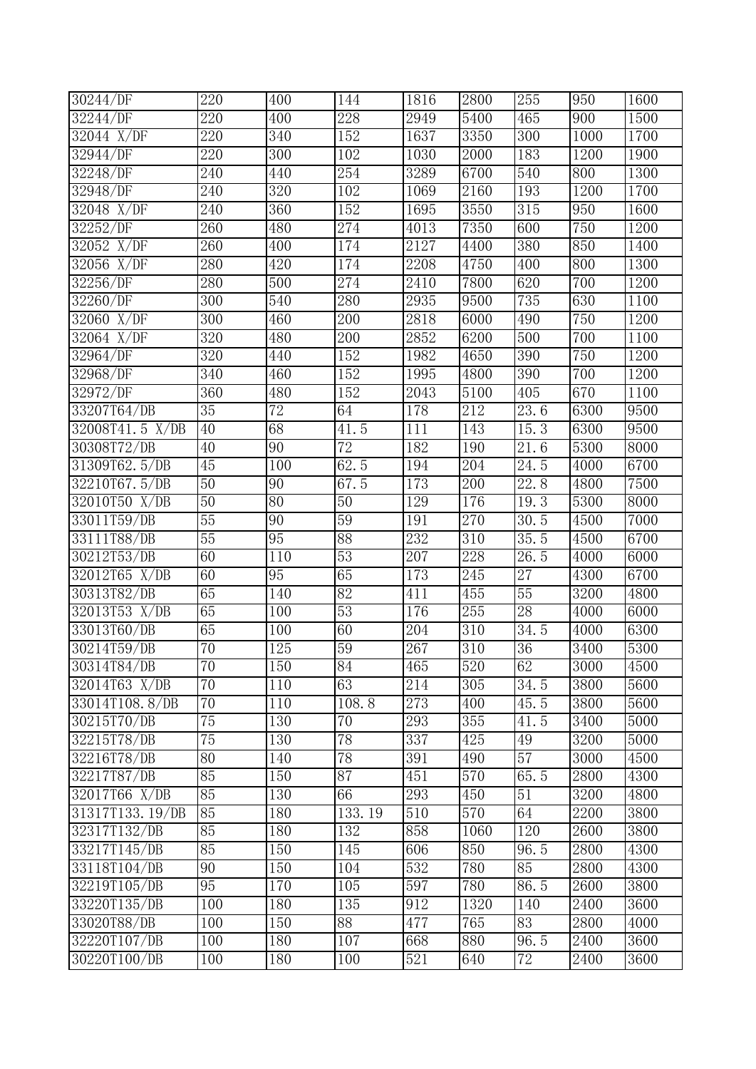| 30244/DF | 220 | 400 | 144 | 1816 | 2800 | 255 | 950 | 1600 |
|---|---|---|---|---|---|---|---|---|
| 32244/DF | 220 | 400 | 228 | 2949 | 5400 | 465 | 900 | 1500 |
| 32044 X/DF | 220 | 340 | 152 | 1637 | 3350 | 300 | 1000 | 1700 |
| 32944/DF | 220 | 300 | 102 | 1030 | 2000 | 183 | 1200 | 1900 |
| 32248/DF | 240 | 440 | 254 | 3289 | 6700 | 540 | 800 | 1300 |
| 32948/DF | 240 | 320 | 102 | 1069 | 2160 | 193 | 1200 | 1700 |
| 32048 X/DF | 240 | 360 | 152 | 1695 | 3550 | 315 | 950 | 1600 |
| 32252/DF | 260 | 480 | 274 | 4013 | 7350 | 600 | 750 | 1200 |
| 32052 X/DF | 260 | 400 | 174 | 2127 | 4400 | 380 | 850 | 1400 |
| 32056 X/DF | 280 | 420 | 174 | 2208 | 4750 | 400 | 800 | 1300 |
| 32256/DF | 280 | 500 | 274 | 2410 | 7800 | 620 | 700 | 1200 |
| 32260/DF | 300 | 540 | 280 | 2935 | 9500 | 735 | 630 | 1100 |
| 32060 X/DF | 300 | 460 | 200 | 2818 | 6000 | 490 | 750 | 1200 |
| 32064 X/DF | 320 | 480 | 200 | 2852 | 6200 | 500 | 700 | 1100 |
| 32964/DF | 320 | 440 | 152 | 1982 | 4650 | 390 | 750 | 1200 |
| 32968/DF | 340 | 460 | 152 | 1995 | 4800 | 390 | 700 | 1200 |
| 32972/DF | 360 | 480 | 152 | 2043 | 5100 | 405 | 670 | 1100 |
| 33207T64/DB | 35 | 72 | 64 | 178 | 212 | 23.6 | 6300 | 9500 |
| 32008T41.5 X/DB | 40 | 68 | 41.5 | 111 | 143 | 15.3 | 6300 | 9500 |
| 30308T72/DB | 40 | 90 | 72 | 182 | 190 | 21.6 | 5300 | 8000 |
| 31309T62.5/DB | 45 | 100 | 62.5 | 194 | 204 | 24.5 | 4000 | 6700 |
| 32210T67.5/DB | 50 | 90 | 67.5 | 173 | 200 | 22.8 | 4800 | 7500 |
| 32010T50 X/DB | 50 | 80 | 50 | 129 | 176 | 19.3 | 5300 | 8000 |
| 33011T59/DB | 55 | 90 | 59 | 191 | 270 | 30.5 | 4500 | 7000 |
| 33111T88/DB | 55 | 95 | 88 | 232 | 310 | 35.5 | 4500 | 6700 |
| 30212T53/DB | 60 | 110 | 53 | 207 | 228 | 26.5 | 4000 | 6000 |
| 32012T65 X/DB | 60 | 95 | 65 | 173 | 245 | 27 | 4300 | 6700 |
| 30313T82/DB | 65 | 140 | 82 | 411 | 455 | 55 | 3200 | 4800 |
| 32013T53 X/DB | 65 | 100 | 53 | 176 | 255 | 28 | 4000 | 6000 |
| 33013T60/DB | 65 | 100 | 60 | 204 | 310 | 34.5 | 4000 | 6300 |
| 30214T59/DB | 70 | 125 | 59 | 267 | 310 | 36 | 3400 | 5300 |
| 30314T84/DB | 70 | 150 | 84 | 465 | 520 | 62 | 3000 | 4500 |
| 32014T63 X/DB | 70 | 110 | 63 | 214 | 305 | 34.5 | 3800 | 5600 |
| 33014T108.8/DB | 70 | 110 | 108.8 | 273 | 400 | 45.5 | 3800 | 5600 |
| 30215T70/DB | 75 | 130 | 70 | 293 | 355 | 41.5 | 3400 | 5000 |
| 32215T78/DB | 75 | 130 | 78 | 337 | 425 | 49 | 3200 | 5000 |
| 32216T78/DB | 80 | 140 | 78 | 391 | 490 | 57 | 3000 | 4500 |
| 32217T87/DB | 85 | 150 | 87 | 451 | 570 | 65.5 | 2800 | 4300 |
| 32017T66 X/DB | 85 | 130 | 66 | 293 | 450 | 51 | 3200 | 4800 |
| 31317T133.19/DB | 85 | 180 | 133.19 | 510 | 570 | 64 | 2200 | 3800 |
| 32317T132/DB | 85 | 180 | 132 | 858 | 1060 | 120 | 2600 | 3800 |
| 33217T145/DB | 85 | 150 | 145 | 606 | 850 | 96.5 | 2800 | 4300 |
| 33118T104/DB | 90 | 150 | 104 | 532 | 780 | 85 | 2800 | 4300 |
| 32219T105/DB | 95 | 170 | 105 | 597 | 780 | 86.5 | 2600 | 3800 |
| 33220T135/DB | 100 | 180 | 135 | 912 | 1320 | 140 | 2400 | 3600 |
| 33020T88/DB | 100 | 150 | 88 | 477 | 765 | 83 | 2800 | 4000 |
| 32220T107/DB | 100 | 180 | 107 | 668 | 880 | 96.5 | 2400 | 3600 |
| 30220T100/DB | 100 | 180 | 100 | 521 | 640 | 72 | 2400 | 3600 |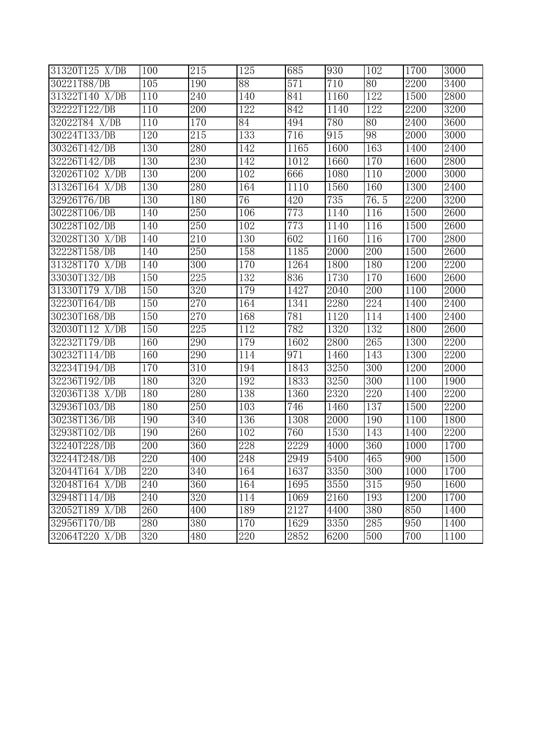| | | | | | | | | |
|---|---|---|---|---|---|---|---|---|
| 31320T125 X/DB | 100 | 215 | 125 | 685 | 930 | 102 | 1700 | 3000 |
| 30221T88/DB | 105 | 190 | 88 | 571 | 710 | 80 | 2200 | 3400 |
| 31322T140 X/DB | 110 | 240 | 140 | 841 | 1160 | 122 | 1500 | 2800 |
| 32222T122/DB | 110 | 200 | 122 | 842 | 1140 | 122 | 2200 | 3200 |
| 32022T84 X/DB | 110 | 170 | 84 | 494 | 780 | 80 | 2400 | 3600 |
| 30224T133/DB | 120 | 215 | 133 | 716 | 915 | 98 | 2000 | 3000 |
| 30326T142/DB | 130 | 280 | 142 | 1165 | 1600 | 163 | 1400 | 2400 |
| 32226T142/DB | 130 | 230 | 142 | 1012 | 1660 | 170 | 1600 | 2800 |
| 32026T102 X/DB | 130 | 200 | 102 | 666 | 1080 | 110 | 2000 | 3000 |
| 31326T164 X/DB | 130 | 280 | 164 | 1110 | 1560 | 160 | 1300 | 2400 |
| 32926T76/DB | 130 | 180 | 76 | 420 | 735 | 76.5 | 2200 | 3200 |
| 30228T106/DB | 140 | 250 | 106 | 773 | 1140 | 116 | 1500 | 2600 |
| 30228T102/DB | 140 | 250 | 102 | 773 | 1140 | 116 | 1500 | 2600 |
| 32028T130 X/DB | 140 | 210 | 130 | 602 | 1160 | 116 | 1700 | 2800 |
| 32228T158/DB | 140 | 250 | 158 | 1185 | 2000 | 200 | 1500 | 2600 |
| 31328T170 X/DB | 140 | 300 | 170 | 1264 | 1800 | 180 | 1200 | 2200 |
| 33030T132/DB | 150 | 225 | 132 | 836 | 1730 | 170 | 1600 | 2600 |
| 31330T179 X/DB | 150 | 320 | 179 | 1427 | 2040 | 200 | 1100 | 2000 |
| 32230T164/DB | 150 | 270 | 164 | 1341 | 2280 | 224 | 1400 | 2400 |
| 30230T168/DB | 150 | 270 | 168 | 781 | 1120 | 114 | 1400 | 2400 |
| 32030T112 X/DB | 150 | 225 | 112 | 782 | 1320 | 132 | 1800 | 2600 |
| 32232T179/DB | 160 | 290 | 179 | 1602 | 2800 | 265 | 1300 | 2200 |
| 30232T114/DB | 160 | 290 | 114 | 971 | 1460 | 143 | 1300 | 2200 |
| 32234T194/DB | 170 | 310 | 194 | 1843 | 3250 | 300 | 1200 | 2000 |
| 32236T192/DB | 180 | 320 | 192 | 1833 | 3250 | 300 | 1100 | 1900 |
| 32036T138 X/DB | 180 | 280 | 138 | 1360 | 2320 | 220 | 1400 | 2200 |
| 32936T103/DB | 180 | 250 | 103 | 746 | 1460 | 137 | 1500 | 2200 |
| 30238T136/DB | 190 | 340 | 136 | 1308 | 2000 | 190 | 1100 | 1800 |
| 32938T102/DB | 190 | 260 | 102 | 760 | 1530 | 143 | 1400 | 2200 |
| 32240T228/DB | 200 | 360 | 228 | 2229 | 4000 | 360 | 1000 | 1700 |
| 32244T248/DB | 220 | 400 | 248 | 2949 | 5400 | 465 | 900 | 1500 |
| 32044T164 X/DB | 220 | 340 | 164 | 1637 | 3350 | 300 | 1000 | 1700 |
| 32048T164 X/DB | 240 | 360 | 164 | 1695 | 3550 | 315 | 950 | 1600 |
| 32948T114/DB | 240 | 320 | 114 | 1069 | 2160 | 193 | 1200 | 1700 |
| 32052T189 X/DB | 260 | 400 | 189 | 2127 | 4400 | 380 | 850 | 1400 |
| 32956T170/DB | 280 | 380 | 170 | 1629 | 3350 | 285 | 950 | 1400 |
| 32064T220 X/DB | 320 | 480 | 220 | 2852 | 6200 | 500 | 700 | 1100 |